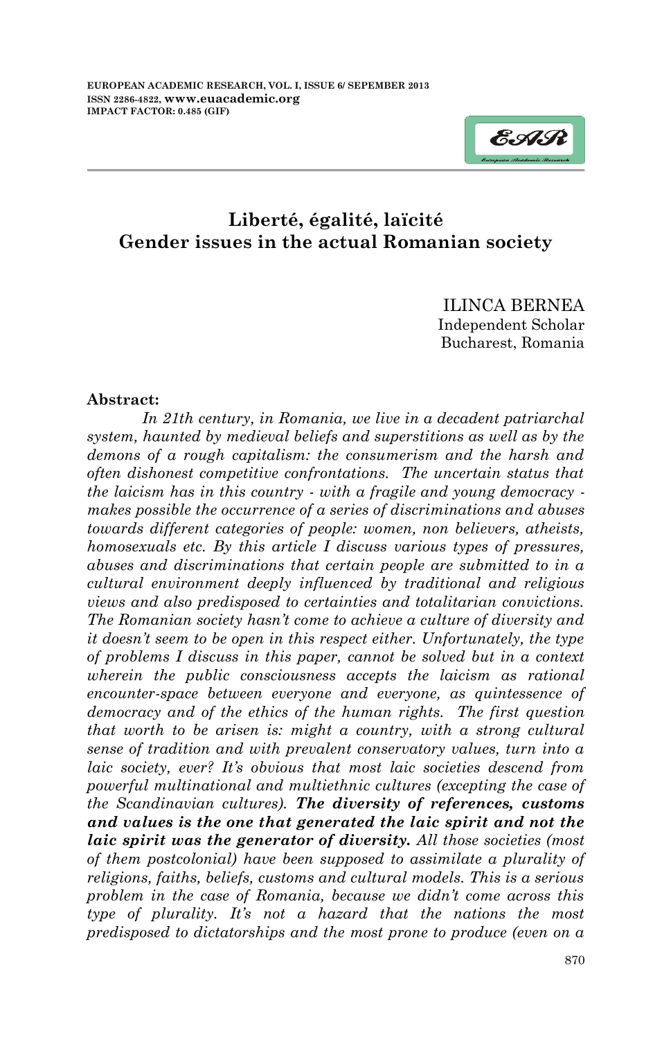# Liberté, égalité, laïcité
## Gender issues in the actual Romanian society

ILINCA BERNEA
Independent Scholar
Bucharest, Romania

**Abstract:**

*In 21th century, in Romania, we live in a decadent patriarchal system, haunted by medieval beliefs and superstitions as well as by the demons of a rough capitalism: the consumerism and the harsh and often dishonest competitive confrontations. The uncertain status that the laicism has in this country - with a fragile and young democracy - makes possible the occurrence of a series of discriminations and abuses towards different categories of people: women, non believers, atheists, homosexuals etc. By this article I discuss various types of pressures, abuses and discriminations that certain people are submitted to in a cultural environment deeply influenced by traditional and religious views and also predisposed to certainties and totalitarian convictions. The Romanian society hasn't come to achieve a culture of diversity and it doesn't seem to be open in this respect either. Unfortunately, the type of problems I discuss in this paper, cannot be solved but in a context wherein the public consciousness accepts the laicism as rational encounter-space between everyone and everyone, as quintessence of democracy and of the ethics of the human rights. The first question that worth to be arisen is: might a country, with a strong cultural sense of tradition and with prevalent conservatory values, turn into a laic society, ever? It's obvious that most laic societies descend from powerful multinational and multiethnic cultures (excepting the case of the Scandinavian cultures).* ***The diversity of references, customs and values is the one that generated the laic spirit and not the laic spirit was the generator of diversity.*** *All those societies (most of them postcolonial) have been supposed to assimilate a plurality of religions, faiths, beliefs, customs and cultural models. This is a serious problem in the case of Romania, because we didn't come across this type of plurality. It's not a hazard that the nations the most predisposed to dictatorships and the most prone to produce (even on a*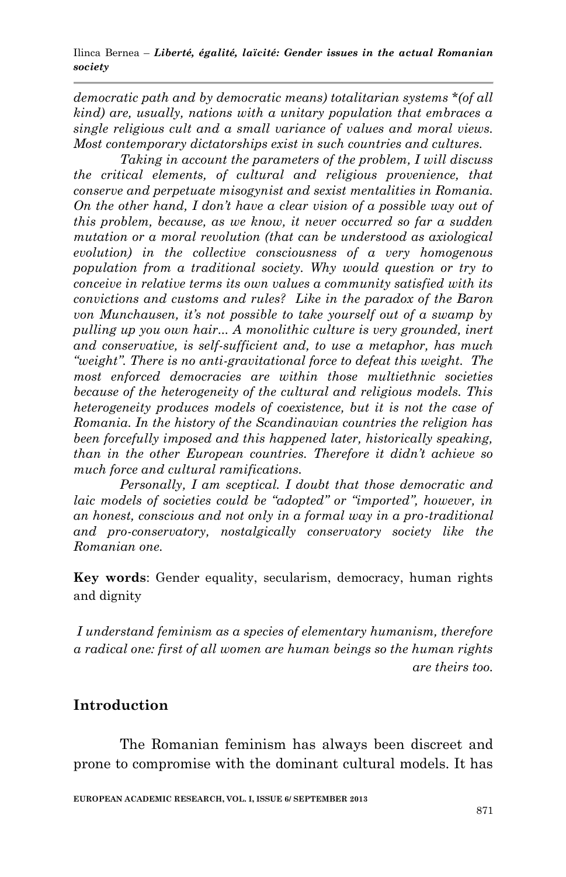*democratic path and by democratic means) totalitarian systems *(of all kind) are, usually, nations with a unitary population that embraces a single religious cult and a small variance of values and moral views. Most contemporary dictatorships exist in such countries and cultures.*

*Taking in account the parameters of the problem, I will discuss the critical elements, of cultural and religious provenience, that conserve and perpetuate misogynist and sexist mentalities in Romania. On the other hand, I don't have a clear vision of a possible way out of this problem, because, as we know, it never occurred so far a sudden mutation or a moral revolution (that can be understood as axiological evolution) in the collective consciousness of a very homogenous population from a traditional society. Why would question or try to conceive in relative terms its own values a community satisfied with its convictions and customs and rules? Like in the paradox of the Baron von Munchausen, it's not possible to take yourself out of a swamp by pulling up you own hair... A monolithic culture is very grounded, inert and conservative, is self-sufficient and, to use a metaphor, has much "weight". There is no anti-gravitational force to defeat this weight. The most enforced democracies are within those multiethnic societies because of the heterogeneity of the cultural and religious models. This heterogeneity produces models of coexistence, but it is not the case of Romania. In the history of the Scandinavian countries the religion has been forcefully imposed and this happened later, historically speaking, than in the other European countries. Therefore it didn't achieve so much force and cultural ramifications.*

*Personally, I am sceptical. I doubt that those democratic and laic models of societies could be "adopted" or "imported", however, in an honest, conscious and not only in a formal way in a pro-traditional and pro-conservatory, nostalgically conservatory society like the Romanian one.*

**Key words**: Gender equality, secularism, democracy, human rights and dignity

*I understand feminism as a species of elementary humanism, therefore a radical one: first of all women are human beings so the human rights are theirs too.*

## Introduction

The Romanian feminism has always been discreet and prone to compromise with the dominant cultural models. It has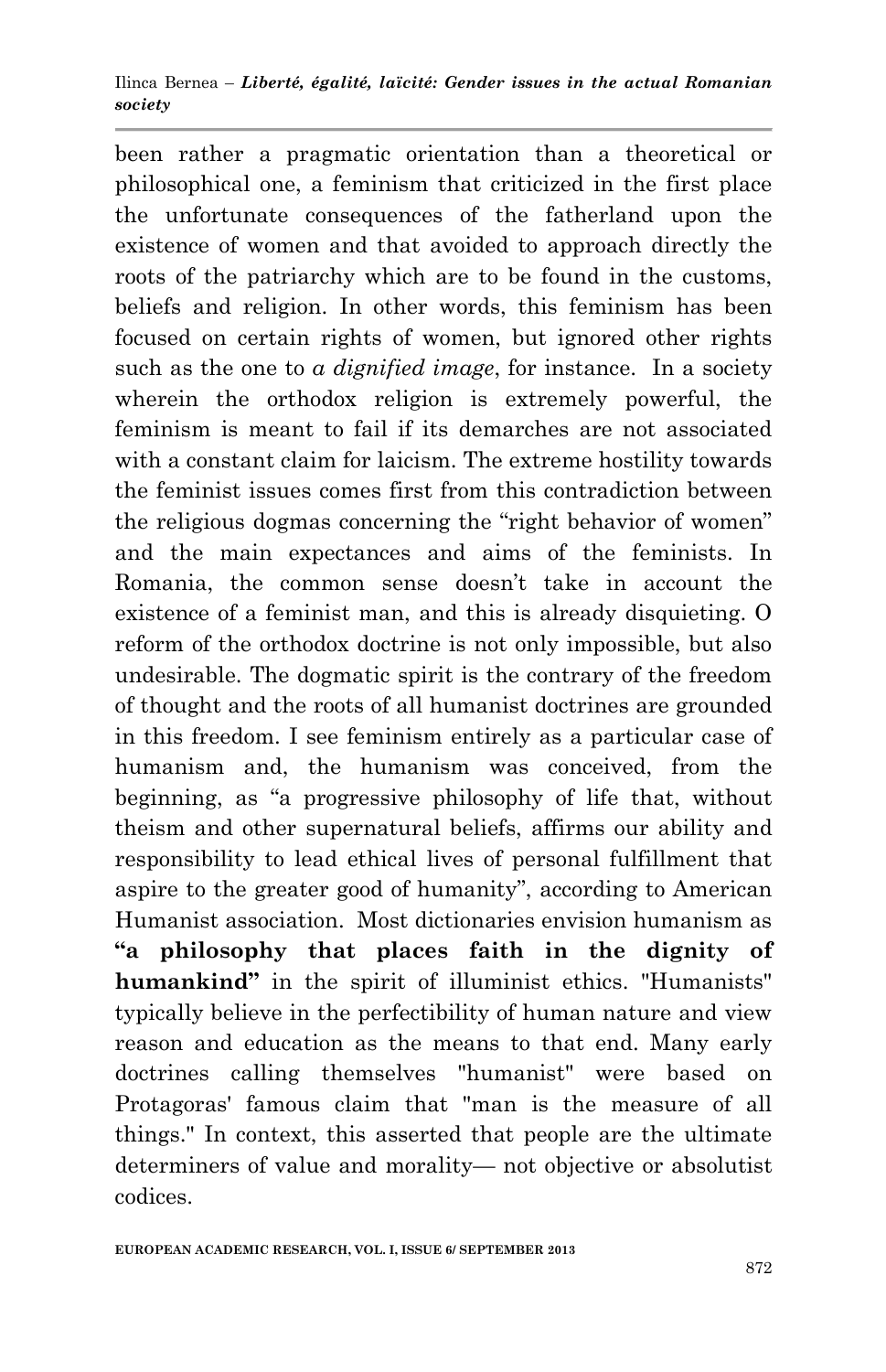been rather a pragmatic orientation than a theoretical or philosophical one, a feminism that criticized in the first place the unfortunate consequences of the fatherland upon the existence of women and that avoided to approach directly the roots of the patriarchy which are to be found in the customs, beliefs and religion. In other words, this feminism has been focused on certain rights of women, but ignored other rights such as the one to *a dignified image*, for instance. In a society wherein the orthodox religion is extremely powerful, the feminism is meant to fail if its demarches are not associated with a constant claim for laicism. The extreme hostility towards the feminist issues comes first from this contradiction between the religious dogmas concerning the "right behavior of women" and the main expectances and aims of the feminists. In Romania, the common sense doesn't take in account the existence of a feminist man, and this is already disquieting. O reform of the orthodox doctrine is not only impossible, but also undesirable. The dogmatic spirit is the contrary of the freedom of thought and the roots of all humanist doctrines are grounded in this freedom. I see feminism entirely as a particular case of humanism and, the humanism was conceived, from the beginning, as "a progressive philosophy of life that, without theism and other supernatural beliefs, affirms our ability and responsibility to lead ethical lives of personal fulfillment that aspire to the greater good of humanity", according to American Humanist association. Most dictionaries envision humanism as **"a philosophy that places faith in the dignity of humankind"** in the spirit of illuminist ethics. "Humanists" typically believe in the perfectibility of human nature and view reason and education as the means to that end. Many early doctrines calling themselves "humanist" were based on Protagoras' famous claim that "man is the measure of all things." In context, this asserted that people are the ultimate determiners of value and morality— not objective or absolutist codices.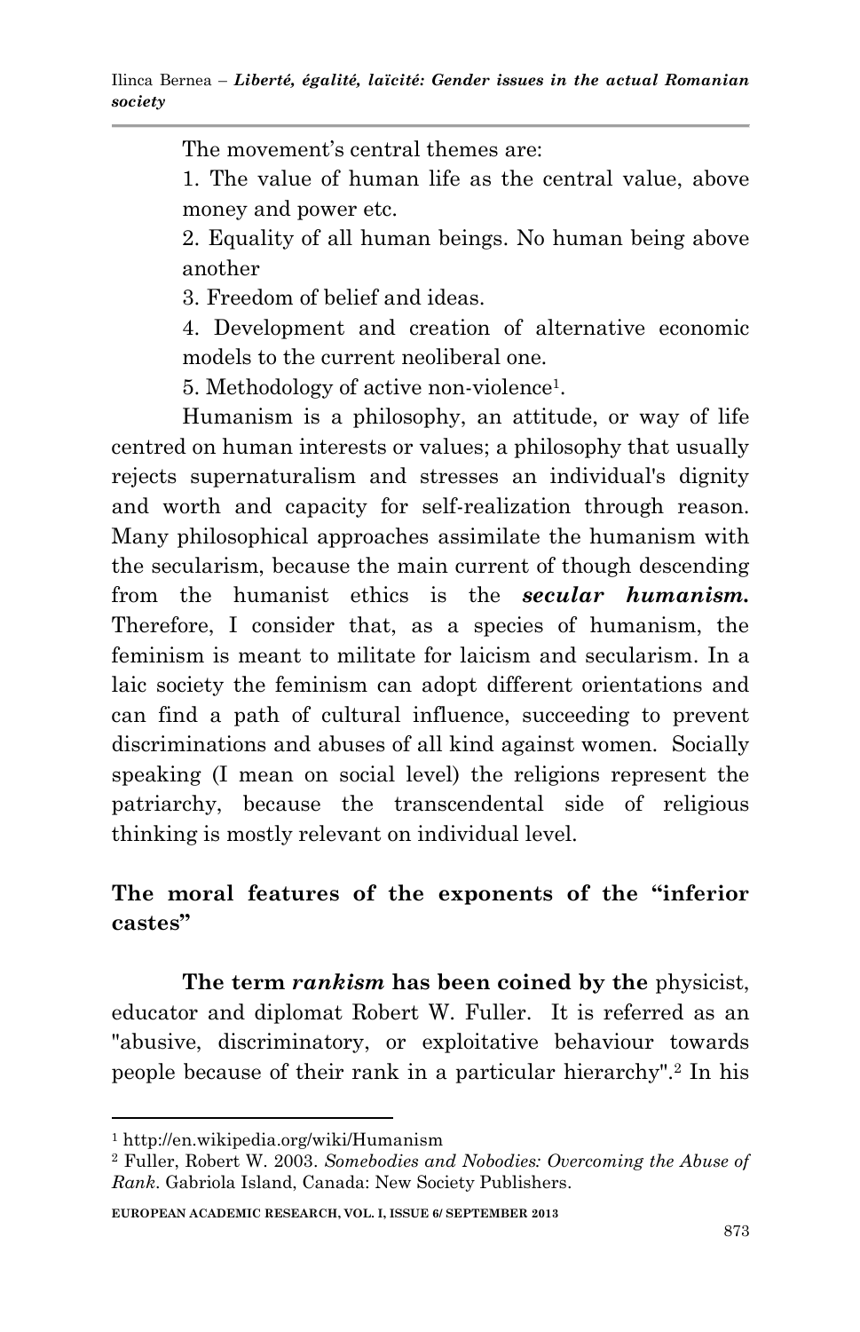The movement's central themes are:

1. The value of human life as the central value, above money and power etc.
2. Equality of all human beings. No human being above another
3. Freedom of belief and ideas.
4. Development and creation of alternative economic models to the current neoliberal one.
5. Methodology of active non-violence[1].

Humanism is a philosophy, an attitude, or way of life centred on human interests or values; a philosophy that usually rejects supernaturalism and stresses an individual's dignity and worth and capacity for self-realization through reason. Many philosophical approaches assimilate the humanism with the secularism, because the main current of though descending from the humanist ethics is the ***secular humanism.*** Therefore, I consider that, as a species of humanism, the feminism is meant to militate for laicism and secularism. In a laic society the feminism can adopt different orientations and can find a path of cultural influence, succeeding to prevent discriminations and abuses of all kind against women. Socially speaking (I mean on social level) the religions represent the patriarchy, because the transcendental side of religious thinking is mostly relevant on individual level.

## The moral features of the exponents of the "inferior castes"

**The term *rankism* has been coined by the** physicist, educator and diplomat Robert W. Fuller. It is referred as an "abusive, discriminatory, or exploitative behaviour towards people because of their rank in a particular hierarchy".[2] In his

---

[1] http://en.wikipedia.org/wiki/Humanism

[2] Fuller, Robert W. 2003. *Somebodies and Nobodies: Overcoming the Abuse of Rank*. Gabriola Island, Canada: New Society Publishers.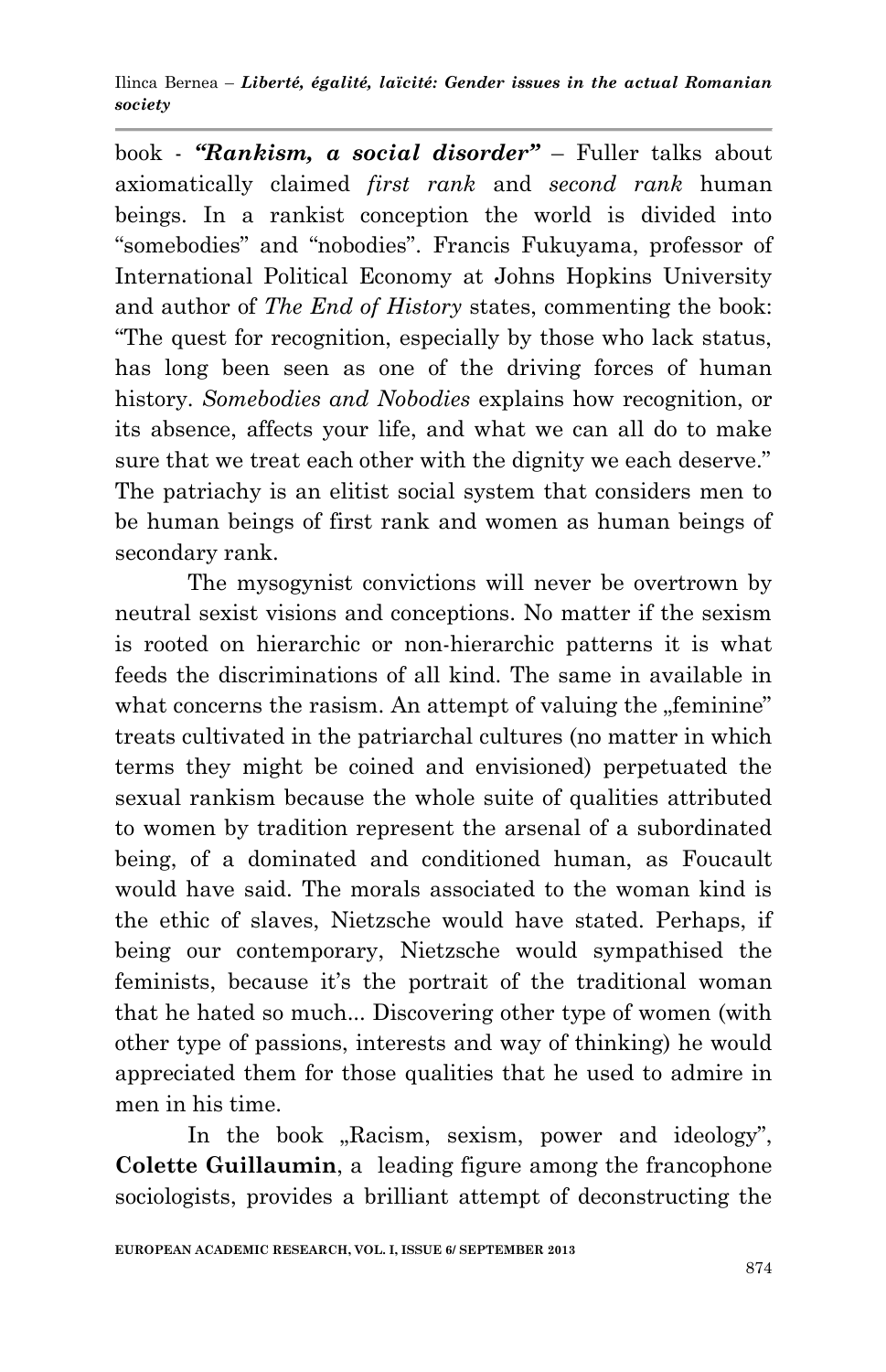book - ***"Rankism, a social disorder"*** – Fuller talks about axiomatically claimed *first rank* and *second rank* human beings. In a rankist conception the world is divided into "somebodies" and "nobodies". Francis Fukuyama, professor of International Political Economy at Johns Hopkins University and author of *The End of History* states, commenting the book: "The quest for recognition, especially by those who lack status, has long been seen as one of the driving forces of human history. *Somebodies and Nobodies* explains how recognition, or its absence, affects your life, and what we can all do to make sure that we treat each other with the dignity we each deserve." The patriachy is an elitist social system that considers men to be human beings of first rank and women as human beings of secondary rank.

The mysogynist convictions will never be overtrown by neutral sexist visions and conceptions. No matter if the sexism is rooted on hierarchic or non-hierarchic patterns it is what feeds the discriminations of all kind. The same in available in what concerns the rasism. An attempt of valuing the „feminine" treats cultivated in the patriarchal cultures (no matter in which terms they might be coined and envisioned) perpetuated the sexual rankism because the whole suite of qualities attributed to women by tradition represent the arsenal of a subordinated being, of a dominated and conditioned human, as Foucault would have said. The morals associated to the woman kind is the ethic of slaves, Nietzsche would have stated. Perhaps, if being our contemporary, Nietzsche would sympathised the feminists, because it's the portrait of the traditional woman that he hated so much... Discovering other type of women (with other type of passions, interests and way of thinking) he would appreciated them for those qualities that he used to admire in men in his time.

In the book „Racism, sexism, power and ideology", **Colette Guillaumin**, a leading figure among the francophone sociologists, provides a brilliant attempt of deconstructing the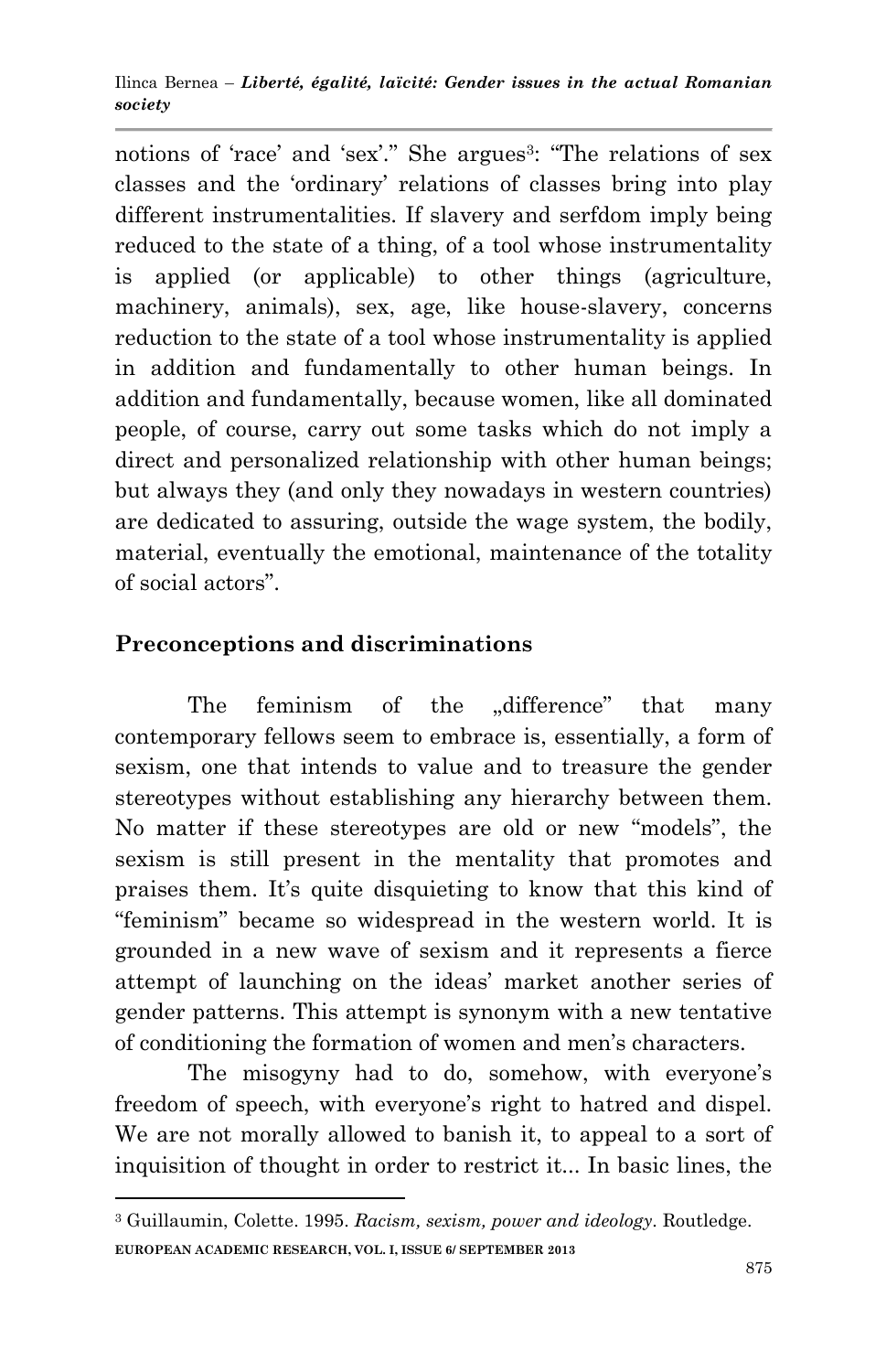notions of 'race' and 'sex'." She argues[3]: "The relations of sex classes and the 'ordinary' relations of classes bring into play different instrumentalities. If slavery and serfdom imply being reduced to the state of a thing, of a tool whose instrumentality is applied (or applicable) to other things (agriculture, machinery, animals), sex, age, like house-slavery, concerns reduction to the state of a tool whose instrumentality is applied in addition and fundamentally to other human beings. In addition and fundamentally, because women, like all dominated people, of course, carry out some tasks which do not imply a direct and personalized relationship with other human beings; but always they (and only they nowadays in western countries) are dedicated to assuring, outside the wage system, the bodily, material, eventually the emotional, maintenance of the totality of social actors".

## Preconceptions and discriminations

The feminism of the „difference" that many contemporary fellows seem to embrace is, essentially, a form of sexism, one that intends to value and to treasure the gender stereotypes without establishing any hierarchy between them. No matter if these stereotypes are old or new "models", the sexism is still present in the mentality that promotes and praises them. It's quite disquieting to know that this kind of "feminism" became so widespread in the western world. It is grounded in a new wave of sexism and it represents a fierce attempt of launching on the ideas' market another series of gender patterns. This attempt is synonym with a new tentative of conditioning the formation of women and men's characters.

The misogyny had to do, somehow, with everyone's freedom of speech, with everyone's right to hatred and dispel. We are not morally allowed to banish it, to appeal to a sort of inquisition of thought in order to restrict it... In basic lines, the

---

[3] Guillaumin, Colette. 1995. *Racism, sexism, power and ideology*. Routledge.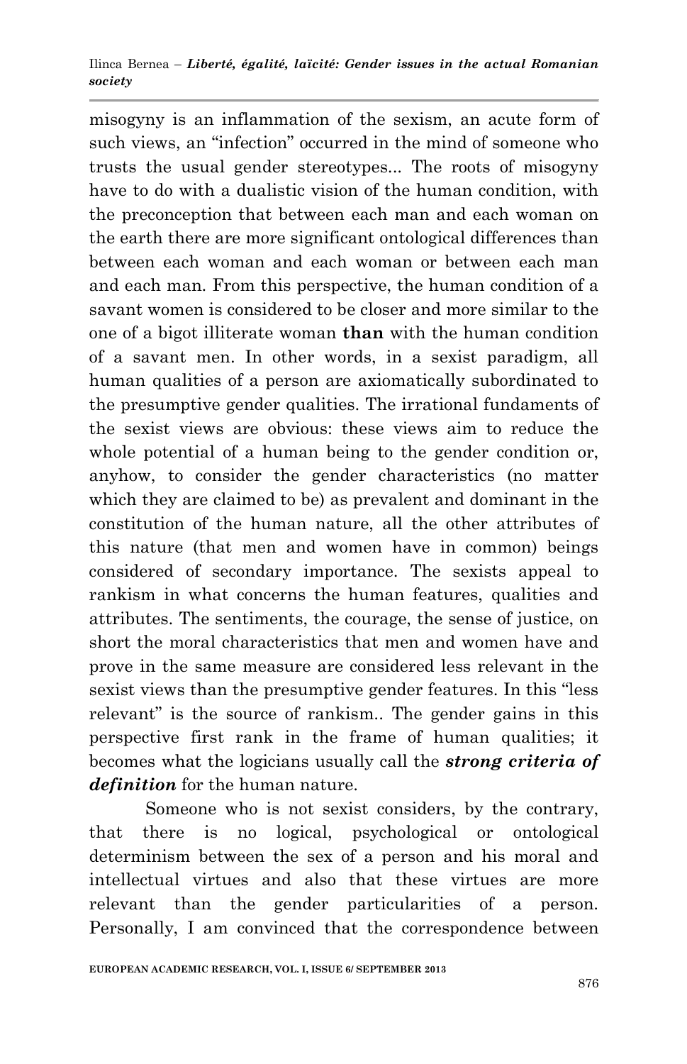misogyny is an inflammation of the sexism, an acute form of such views, an "infection" occurred in the mind of someone who trusts the usual gender stereotypes... The roots of misogyny have to do with a dualistic vision of the human condition, with the preconception that between each man and each woman on the earth there are more significant ontological differences than between each woman and each woman or between each man and each man. From this perspective, the human condition of a savant women is considered to be closer and more similar to the one of a bigot illiterate woman **than** with the human condition of a savant men. In other words, in a sexist paradigm, all human qualities of a person are axiomatically subordinated to the presumptive gender qualities. The irrational fundaments of the sexist views are obvious: these views aim to reduce the whole potential of a human being to the gender condition or, anyhow, to consider the gender characteristics (no matter which they are claimed to be) as prevalent and dominant in the constitution of the human nature, all the other attributes of this nature (that men and women have in common) beings considered of secondary importance. The sexists appeal to rankism in what concerns the human features, qualities and attributes. The sentiments, the courage, the sense of justice, on short the moral characteristics that men and women have and prove in the same measure are considered less relevant in the sexist views than the presumptive gender features. In this "less relevant" is the source of rankism.. The gender gains in this perspective first rank in the frame of human qualities; it becomes what the logicians usually call the ***strong criteria of definition*** for the human nature.

Someone who is not sexist considers, by the contrary, that there is no logical, psychological or ontological determinism between the sex of a person and his moral and intellectual virtues and also that these virtues are more relevant than the gender particularities of a person. Personally, I am convinced that the correspondence between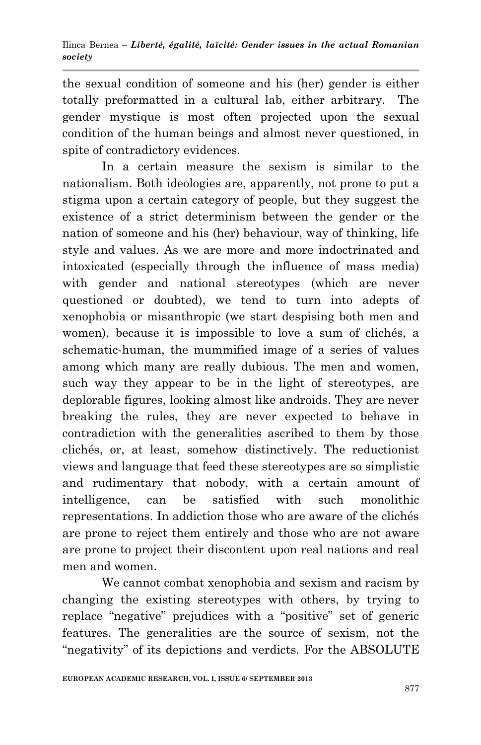the sexual condition of someone and his (her) gender is either totally preformatted in a cultural lab, either arbitrary. The gender mystique is most often projected upon the sexual condition of the human beings and almost never questioned, in spite of contradictory evidences.

In a certain measure the sexism is similar to the nationalism. Both ideologies are, apparently, not prone to put a stigma upon a certain category of people, but they suggest the existence of a strict determinism between the gender or the nation of someone and his (her) behaviour, way of thinking, life style and values. As we are more and more indoctrinated and intoxicated (especially through the influence of mass media) with gender and national stereotypes (which are never questioned or doubted), we tend to turn into adepts of xenophobia or misanthropic (we start despising both men and women), because it is impossible to love a sum of clichés, a schematic-human, the mummified image of a series of values among which many are really dubious. The men and women, such way they appear to be in the light of stereotypes, are deplorable figures, looking almost like androids. They are never breaking the rules, they are never expected to behave in contradiction with the generalities ascribed to them by those clichés, or, at least, somehow distinctively. The reductionist views and language that feed these stereotypes are so simplistic and rudimentary that nobody, with a certain amount of intelligence, can be satisfied with such monolithic representations. In addiction those who are aware of the clichés are prone to reject them entirely and those who are not aware are prone to project their discontent upon real nations and real men and women.

We cannot combat xenophobia and sexism and racism by changing the existing stereotypes with others, by trying to replace "negative" prejudices with a "positive" set of generic features. The generalities are the source of sexism, not the "negativity" of its depictions and verdicts. For the ABSOLUTE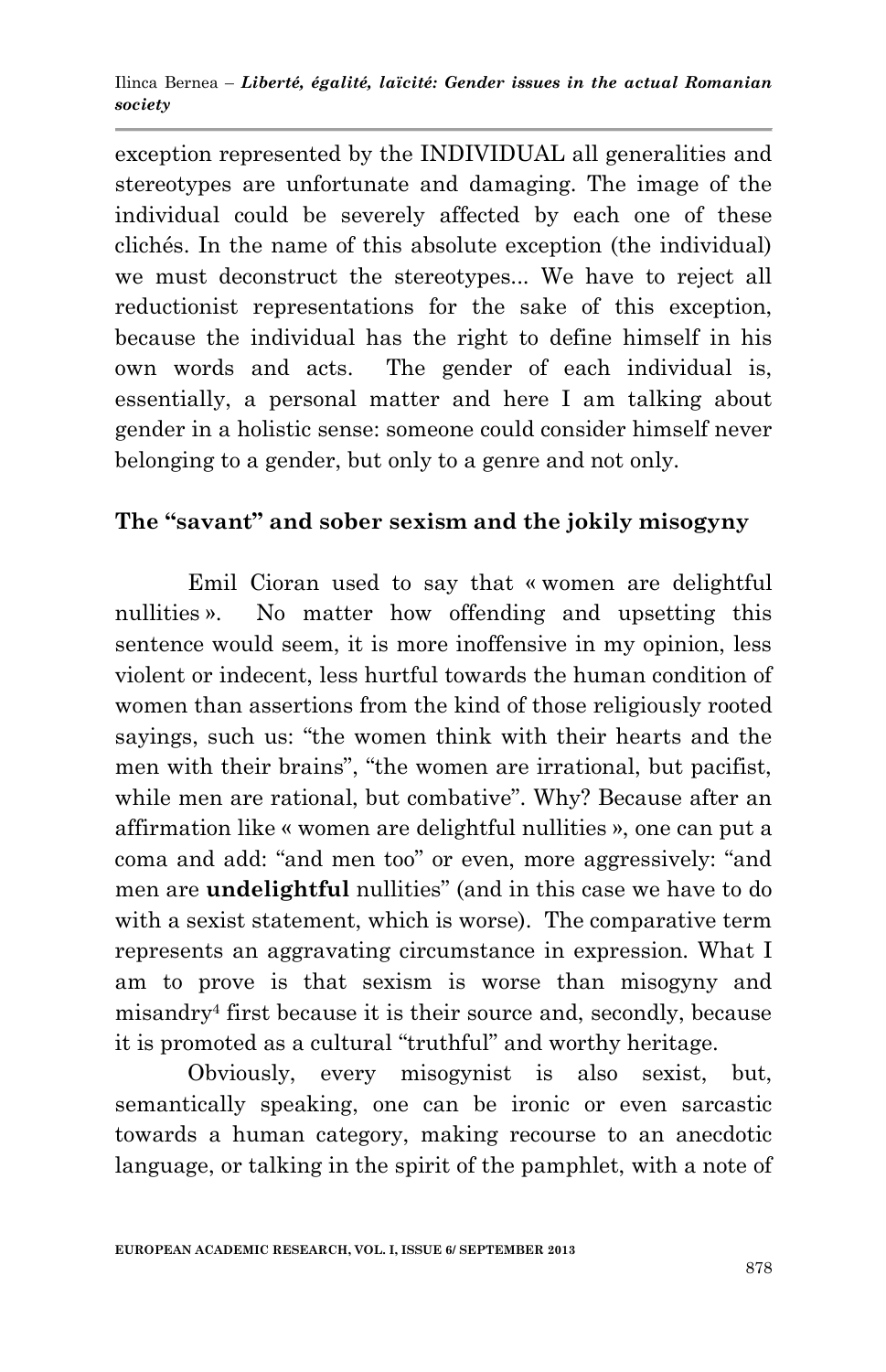exception represented by the INDIVIDUAL all generalities and stereotypes are unfortunate and damaging. The image of the individual could be severely affected by each one of these clichés. In the name of this absolute exception (the individual) we must deconstruct the stereotypes... We have to reject all reductionist representations for the sake of this exception, because the individual has the right to define himself in his own words and acts. The gender of each individual is, essentially, a personal matter and here I am talking about gender in a holistic sense: someone could consider himself never belonging to a gender, but only to a genre and not only.

## The "savant" and sober sexism and the jokily misogyny

Emil Cioran used to say that « women are delightful nullities ». No matter how offending and upsetting this sentence would seem, it is more inoffensive in my opinion, less violent or indecent, less hurtful towards the human condition of women than assertions from the kind of those religiously rooted sayings, such us: "the women think with their hearts and the men with their brains", "the women are irrational, but pacifist, while men are rational, but combative". Why? Because after an affirmation like « women are delightful nullities », one can put a coma and add: "and men too" or even, more aggressively: "and men are **undelightful** nullities" (and in this case we have to do with a sexist statement, which is worse). The comparative term represents an aggravating circumstance in expression. What I am to prove is that sexism is worse than misogyny and misandry[4] first because it is their source and, secondly, because it is promoted as a cultural "truthful" and worthy heritage.

Obviously, every misogynist is also sexist, but, semantically speaking, one can be ironic or even sarcastic towards a human category, making recourse to an anecdotic language, or talking in the spirit of the pamphlet, with a note of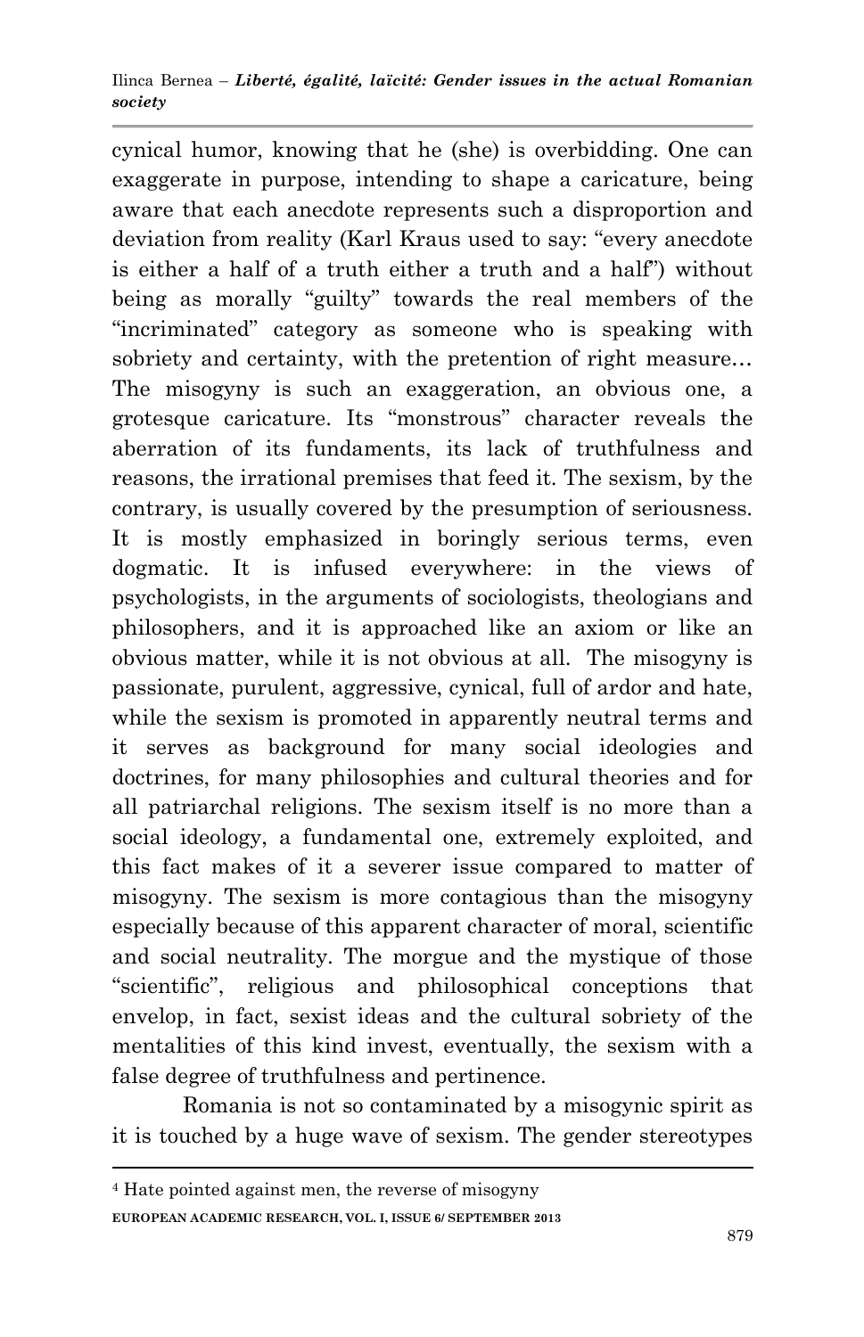cynical humor, knowing that he (she) is overbidding. One can exaggerate in purpose, intending to shape a caricature, being aware that each anecdote represents such a disproportion and deviation from reality (Karl Kraus used to say: "every anecdote is either a half of a truth either a truth and a half") without being as morally "guilty" towards the real members of the "incriminated" category as someone who is speaking with sobriety and certainty, with the pretention of right measure… The misogyny is such an exaggeration, an obvious one, a grotesque caricature. Its "monstrous" character reveals the aberration of its fundaments, its lack of truthfulness and reasons, the irrational premises that feed it. The sexism, by the contrary, is usually covered by the presumption of seriousness. It is mostly emphasized in boringly serious terms, even dogmatic. It is infused everywhere: in the views of psychologists, in the arguments of sociologists, theologians and philosophers, and it is approached like an axiom or like an obvious matter, while it is not obvious at all. The misogyny is passionate, purulent, aggressive, cynical, full of ardor and hate, while the sexism is promoted in apparently neutral terms and it serves as background for many social ideologies and doctrines, for many philosophies and cultural theories and for all patriarchal religions. The sexism itself is no more than a social ideology, a fundamental one, extremely exploited, and this fact makes of it a severer issue compared to matter of misogyny. The sexism is more contagious than the misogyny especially because of this apparent character of moral, scientific and social neutrality. The morgue and the mystique of those "scientific", religious and philosophical conceptions that envelop, in fact, sexist ideas and the cultural sobriety of the mentalities of this kind invest, eventually, the sexism with a false degree of truthfulness and pertinence.

Romania is not so contaminated by a misogynic spirit as it is touched by a huge wave of sexism. The gender stereotypes

---

[4] Hate pointed against men, the reverse of misogyny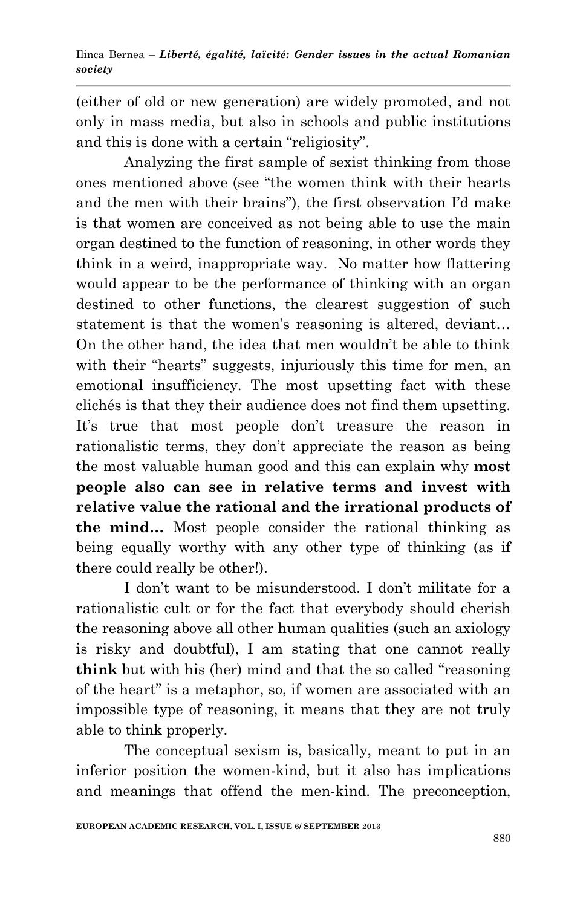(either of old or new generation) are widely promoted, and not only in mass media, but also in schools and public institutions and this is done with a certain "religiosity".

Analyzing the first sample of sexist thinking from those ones mentioned above (see "the women think with their hearts and the men with their brains"), the first observation I'd make is that women are conceived as not being able to use the main organ destined to the function of reasoning, in other words they think in a weird, inappropriate way. No matter how flattering would appear to be the performance of thinking with an organ destined to other functions, the clearest suggestion of such statement is that the women's reasoning is altered, deviant… On the other hand, the idea that men wouldn't be able to think with their "hearts" suggests, injuriously this time for men, an emotional insufficiency. The most upsetting fact with these clichés is that they their audience does not find them upsetting. It's true that most people don't treasure the reason in rationalistic terms, they don't appreciate the reason as being the most valuable human good and this can explain why **most people also can see in relative terms and invest with relative value the rational and the irrational products of the mind…** Most people consider the rational thinking as being equally worthy with any other type of thinking (as if there could really be other!).

I don't want to be misunderstood. I don't militate for a rationalistic cult or for the fact that everybody should cherish the reasoning above all other human qualities (such an axiology is risky and doubtful), I am stating that one cannot really **think** but with his (her) mind and that the so called "reasoning of the heart" is a metaphor, so, if women are associated with an impossible type of reasoning, it means that they are not truly able to think properly.

The conceptual sexism is, basically, meant to put in an inferior position the women-kind, but it also has implications and meanings that offend the men-kind. The preconception,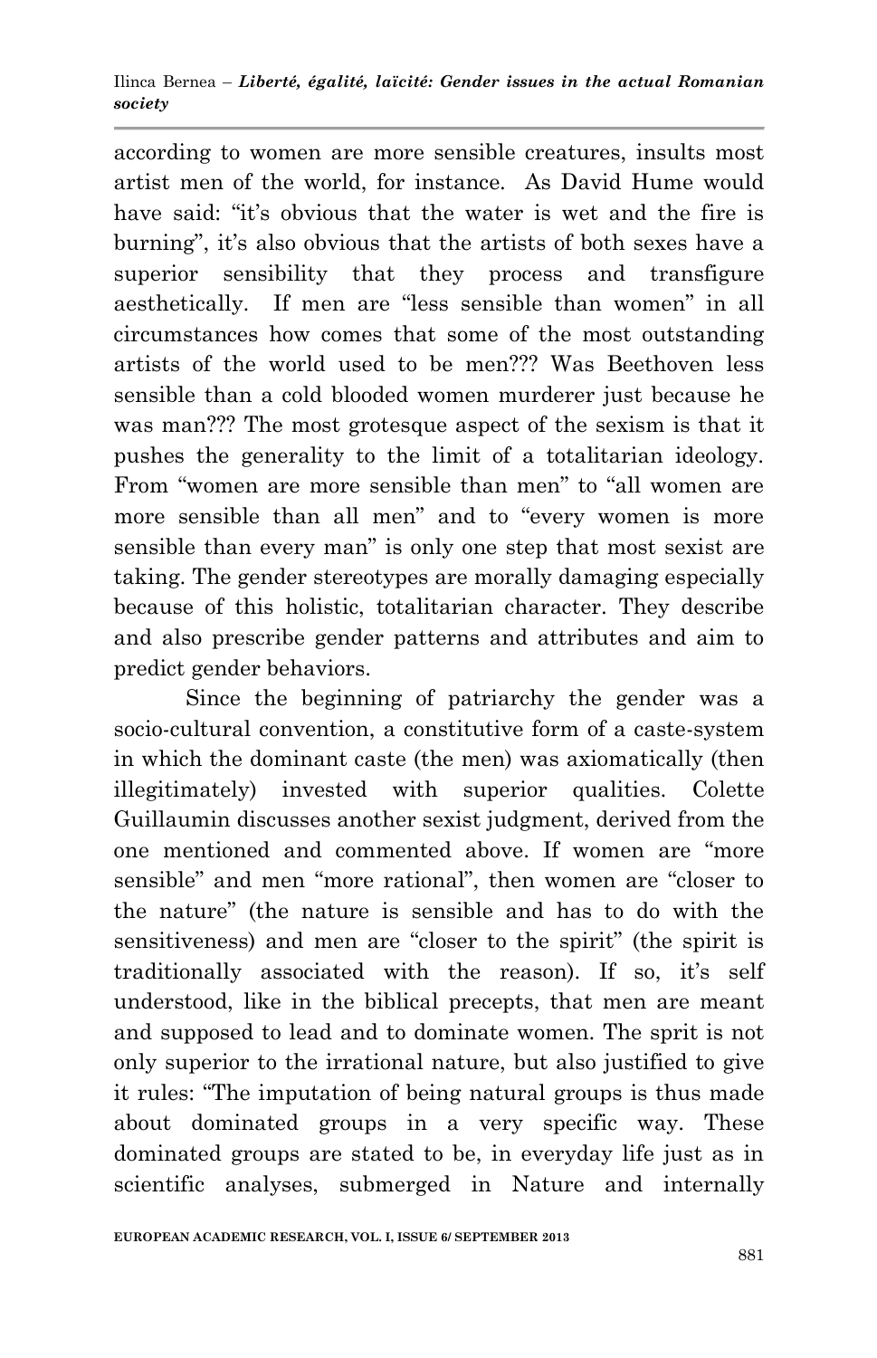according to women are more sensible creatures, insults most artist men of the world, for instance. As David Hume would have said: "it's obvious that the water is wet and the fire is burning", it's also obvious that the artists of both sexes have a superior sensibility that they process and transfigure aesthetically. If men are "less sensible than women" in all circumstances how comes that some of the most outstanding artists of the world used to be men??? Was Beethoven less sensible than a cold blooded women murderer just because he was man??? The most grotesque aspect of the sexism is that it pushes the generality to the limit of a totalitarian ideology. From "women are more sensible than men" to "all women are more sensible than all men" and to "every women is more sensible than every man" is only one step that most sexist are taking. The gender stereotypes are morally damaging especially because of this holistic, totalitarian character. They describe and also prescribe gender patterns and attributes and aim to predict gender behaviors.

Since the beginning of patriarchy the gender was a socio-cultural convention, a constitutive form of a caste-system in which the dominant caste (the men) was axiomatically (then illegitimately) invested with superior qualities. Colette Guillaumin discusses another sexist judgment, derived from the one mentioned and commented above. If women are "more sensible" and men "more rational", then women are "closer to the nature" (the nature is sensible and has to do with the sensitiveness) and men are "closer to the spirit" (the spirit is traditionally associated with the reason). If so, it's self understood, like in the biblical precepts, that men are meant and supposed to lead and to dominate women. The sprit is not only superior to the irrational nature, but also justified to give it rules: "The imputation of being natural groups is thus made about dominated groups in a very specific way. These dominated groups are stated to be, in everyday life just as in scientific analyses, submerged in Nature and internally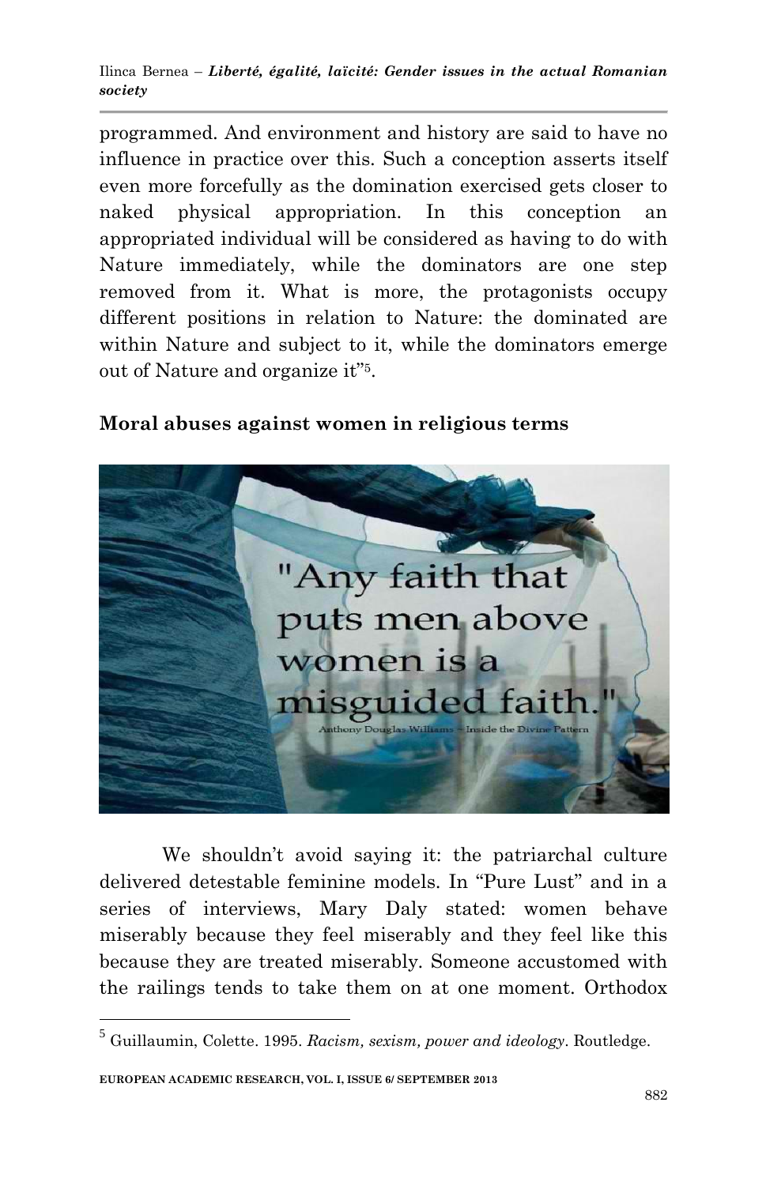programmed. And environment and history are said to have no influence in practice over this. Such a conception asserts itself even more forcefully as the domination exercised gets closer to naked physical appropriation. In this conception an appropriated individual will be considered as having to do with Nature immediately, while the dominators are one step removed from it. What is more, the protagonists occupy different positions in relation to Nature: the dominated are within Nature and subject to it, while the dominators emerge out of Nature and organize it"[5].

## Moral abuses against women in religious terms

We shouldn't avoid saying it: the patriarchal culture delivered detestable feminine models. In "Pure Lust" and in a series of interviews, Mary Daly stated: women behave miserably because they feel miserably and they feel like this because they are treated miserably. Someone accustomed with the railings tends to take them on at one moment. Orthodox

---

[5] Guillaumin, Colette. 1995. *Racism, sexism, power and ideology*. Routledge.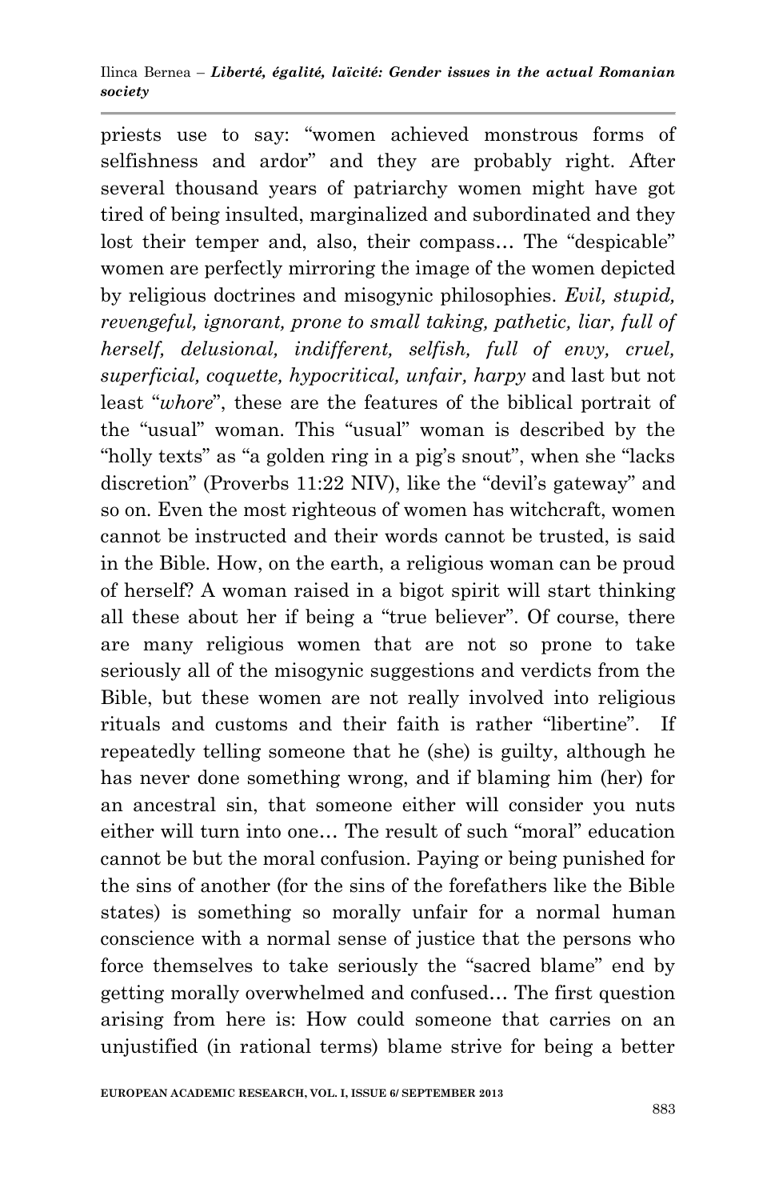priests use to say: "women achieved monstrous forms of selfishness and ardor" and they are probably right. After several thousand years of patriarchy women might have got tired of being insulted, marginalized and subordinated and they lost their temper and, also, their compass… The "despicable" women are perfectly mirroring the image of the women depicted by religious doctrines and misogynic philosophies. *Evil, stupid, revengeful, ignorant, prone to small taking, pathetic, liar, full of herself, delusional, indifferent, selfish, full of envy, cruel, superficial, coquette, hypocritical, unfair, harpy* and last but not least "*whore*", these are the features of the biblical portrait of the "usual" woman. This "usual" woman is described by the "holly texts" as "a golden ring in a pig's snout", when she "lacks discretion" (Proverbs 11:22 NIV), like the "devil's gateway" and so on. Even the most righteous of women has witchcraft, women cannot be instructed and their words cannot be trusted, is said in the Bible. How, on the earth, a religious woman can be proud of herself? A woman raised in a bigot spirit will start thinking all these about her if being a "true believer". Of course, there are many religious women that are not so prone to take seriously all of the misogynic suggestions and verdicts from the Bible, but these women are not really involved into religious rituals and customs and their faith is rather "libertine". If repeatedly telling someone that he (she) is guilty, although he has never done something wrong, and if blaming him (her) for an ancestral sin, that someone either will consider you nuts either will turn into one… The result of such "moral" education cannot be but the moral confusion. Paying or being punished for the sins of another (for the sins of the forefathers like the Bible states) is something so morally unfair for a normal human conscience with a normal sense of justice that the persons who force themselves to take seriously the "sacred blame" end by getting morally overwhelmed and confused… The first question arising from here is: How could someone that carries on an unjustified (in rational terms) blame strive for being a better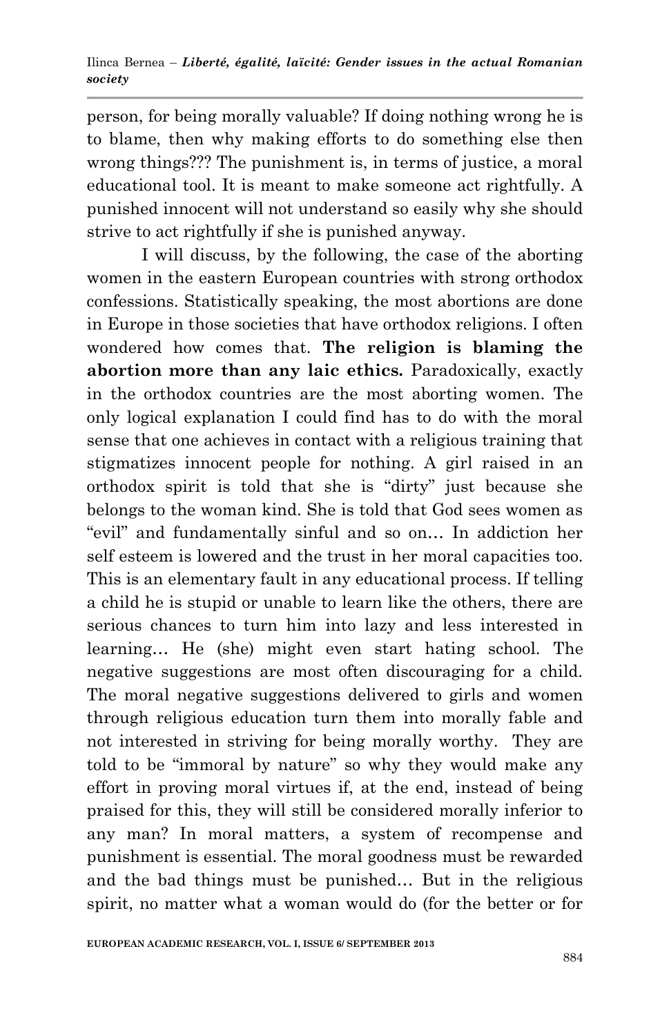person, for being morally valuable? If doing nothing wrong he is to blame, then why making efforts to do something else then wrong things??? The punishment is, in terms of justice, a moral educational tool. It is meant to make someone act rightfully. A punished innocent will not understand so easily why she should strive to act rightfully if she is punished anyway.

I will discuss, by the following, the case of the aborting women in the eastern European countries with strong orthodox confessions. Statistically speaking, the most abortions are done in Europe in those societies that have orthodox religions. I often wondered how comes that. **The religion is blaming the abortion more than any laic ethics.** Paradoxically, exactly in the orthodox countries are the most aborting women. The only logical explanation I could find has to do with the moral sense that one achieves in contact with a religious training that stigmatizes innocent people for nothing. A girl raised in an orthodox spirit is told that she is "dirty" just because she belongs to the woman kind. She is told that God sees women as "evil" and fundamentally sinful and so on… In addiction her self esteem is lowered and the trust in her moral capacities too. This is an elementary fault in any educational process. If telling a child he is stupid or unable to learn like the others, there are serious chances to turn him into lazy and less interested in learning… He (she) might even start hating school. The negative suggestions are most often discouraging for a child. The moral negative suggestions delivered to girls and women through religious education turn them into morally fable and not interested in striving for being morally worthy. They are told to be "immoral by nature" so why they would make any effort in proving moral virtues if, at the end, instead of being praised for this, they will still be considered morally inferior to any man? In moral matters, a system of recompense and punishment is essential. The moral goodness must be rewarded and the bad things must be punished… But in the religious spirit, no matter what a woman would do (for the better or for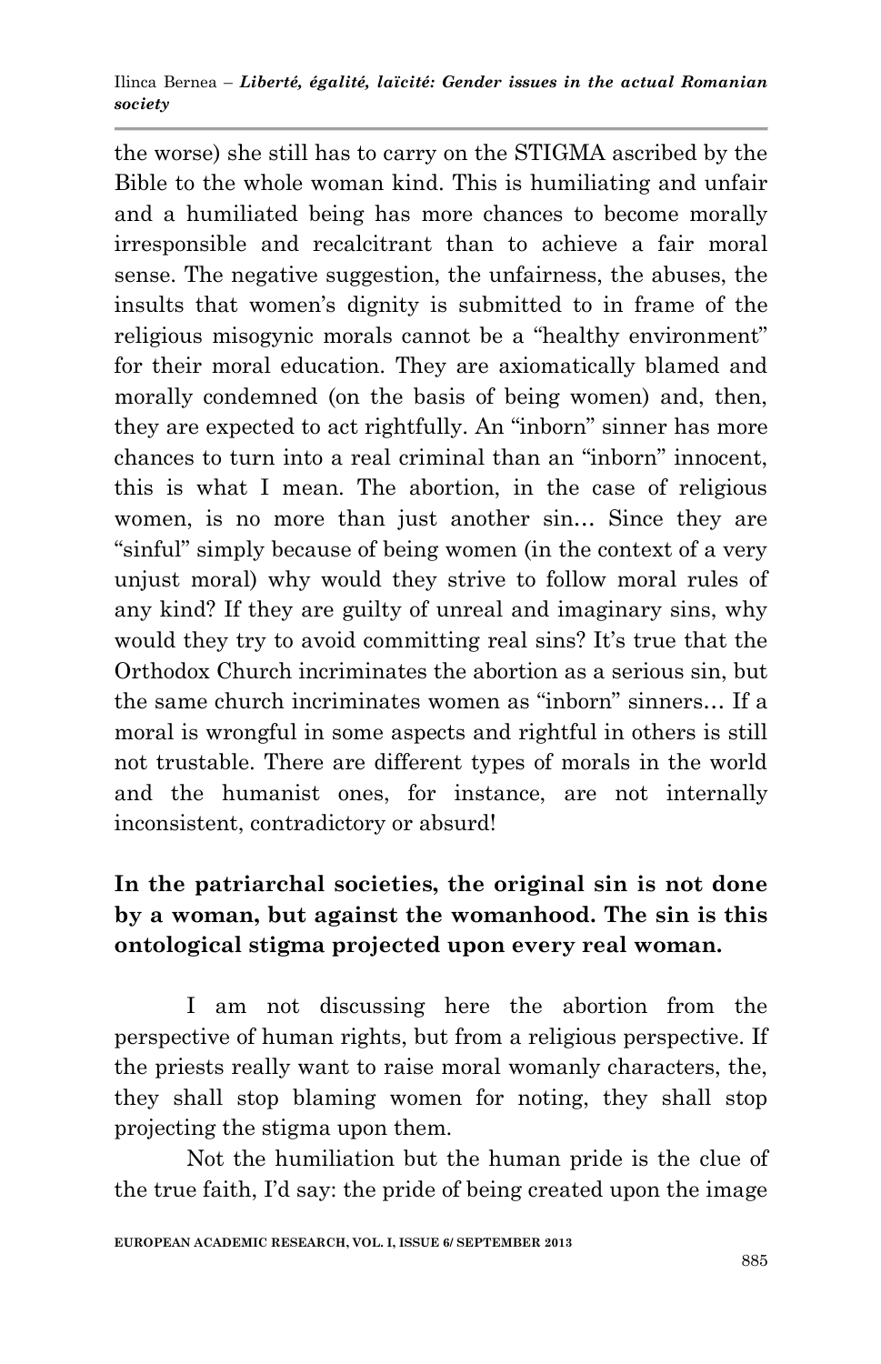the worse) she still has to carry on the STIGMA ascribed by the Bible to the whole woman kind. This is humiliating and unfair and a humiliated being has more chances to become morally irresponsible and recalcitrant than to achieve a fair moral sense. The negative suggestion, the unfairness, the abuses, the insults that women's dignity is submitted to in frame of the religious misogynic morals cannot be a "healthy environment" for their moral education. They are axiomatically blamed and morally condemned (on the basis of being women) and, then, they are expected to act rightfully. An "inborn" sinner has more chances to turn into a real criminal than an "inborn" innocent, this is what I mean. The abortion, in the case of religious women, is no more than just another sin… Since they are "sinful" simply because of being women (in the context of a very unjust moral) why would they strive to follow moral rules of any kind? If they are guilty of unreal and imaginary sins, why would they try to avoid committing real sins? It's true that the Orthodox Church incriminates the abortion as a serious sin, but the same church incriminates women as "inborn" sinners… If a moral is wrongful in some aspects and rightful in others is still not trustable. There are different types of morals in the world and the humanist ones, for instance, are not internally inconsistent, contradictory or absurd!

**In the patriarchal societies, the original sin is not done by a woman, but against the womanhood. The sin is this ontological stigma projected upon every real woman.**

I am not discussing here the abortion from the perspective of human rights, but from a religious perspective. If the priests really want to raise moral womanly characters, the, they shall stop blaming women for noting, they shall stop projecting the stigma upon them.

Not the humiliation but the human pride is the clue of the true faith, I'd say: the pride of being created upon the image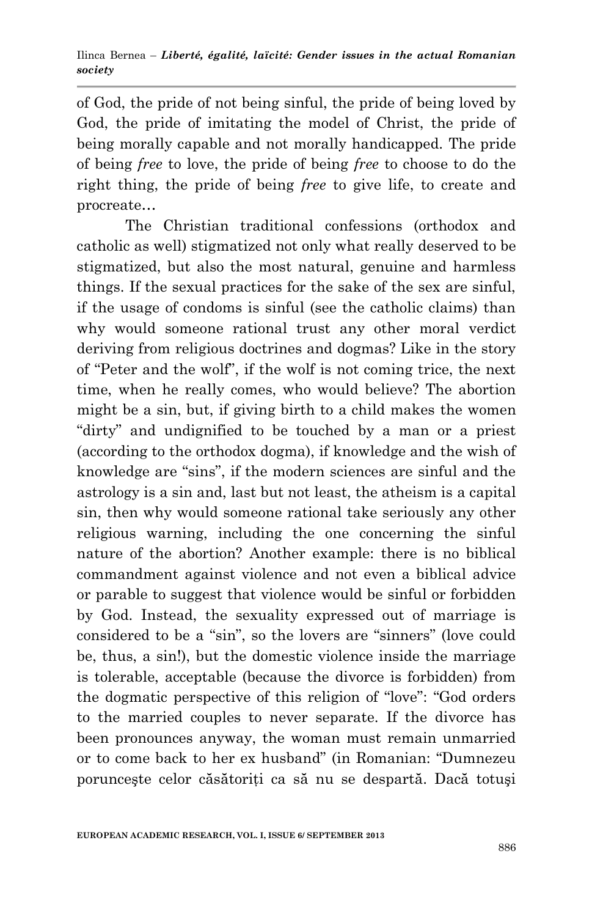of God, the pride of not being sinful, the pride of being loved by God, the pride of imitating the model of Christ, the pride of being morally capable and not morally handicapped. The pride of being *free* to love, the pride of being *free* to choose to do the right thing, the pride of being *free* to give life, to create and procreate…

The Christian traditional confessions (orthodox and catholic as well) stigmatized not only what really deserved to be stigmatized, but also the most natural, genuine and harmless things. If the sexual practices for the sake of the sex are sinful, if the usage of condoms is sinful (see the catholic claims) than why would someone rational trust any other moral verdict deriving from religious doctrines and dogmas? Like in the story of "Peter and the wolf", if the wolf is not coming trice, the next time, when he really comes, who would believe? The abortion might be a sin, but, if giving birth to a child makes the women "dirty" and undignified to be touched by a man or a priest (according to the orthodox dogma), if knowledge and the wish of knowledge are "sins", if the modern sciences are sinful and the astrology is a sin and, last but not least, the atheism is a capital sin, then why would someone rational take seriously any other religious warning, including the one concerning the sinful nature of the abortion? Another example: there is no biblical commandment against violence and not even a biblical advice or parable to suggest that violence would be sinful or forbidden by God. Instead, the sexuality expressed out of marriage is considered to be a "sin", so the lovers are "sinners" (love could be, thus, a sin!), but the domestic violence inside the marriage is tolerable, acceptable (because the divorce is forbidden) from the dogmatic perspective of this religion of "love": "God orders to the married couples to never separate. If the divorce has been pronounces anyway, the woman must remain unmarried or to come back to her ex husband" (in Romanian: "Dumnezeu porunceşte celor căsătoriți ca să nu se despartă. Dacă totuşi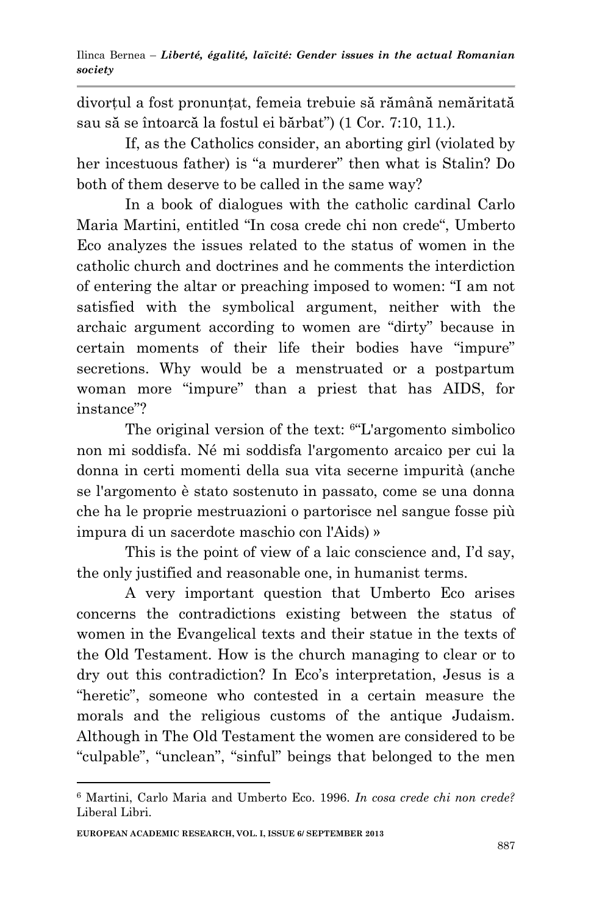divorțul a fost pronunțat, femeia trebuie să rămână nemăritată sau să se întoarcă la fostul ei bărbat") (1 Cor. 7:10, 11.).

If, as the Catholics consider, an aborting girl (violated by her incestuous father) is "a murderer" then what is Stalin? Do both of them deserve to be called in the same way?

In a book of dialogues with the catholic cardinal Carlo Maria Martini, entitled "In cosa crede chi non crede", Umberto Eco analyzes the issues related to the status of women in the catholic church and doctrines and he comments the interdiction of entering the altar or preaching imposed to women: "I am not satisfied with the symbolical argument, neither with the archaic argument according to women are "dirty" because in certain moments of their life their bodies have "impure" secretions. Why would be a menstruated or a postpartum woman more "impure" than a priest that has AIDS, for instance"?

The original version of the text: [6]"L'argomento simbolico non mi soddisfa. Né mi soddisfa l'argomento arcaico per cui la donna in certi momenti della sua vita secerne impurità (anche se l'argomento è stato sostenuto in passato, come se una donna che ha le proprie mestruazioni o partorisce nel sangue fosse più impura di un sacerdote maschio con l'Aids) »

This is the point of view of a laic conscience and, I'd say, the only justified and reasonable one, in humanist terms.

A very important question that Umberto Eco arises concerns the contradictions existing between the status of women in the Evangelical texts and their statue in the texts of the Old Testament. How is the church managing to clear or to dry out this contradiction? In Eco's interpretation, Jesus is a "heretic", someone who contested in a certain measure the morals and the religious customs of the antique Judaism. Although in The Old Testament the women are considered to be "culpable", "unclean", "sinful" beings that belonged to the men

---

[6] Martini, Carlo Maria and Umberto Eco. 1996. *In cosa crede chi non crede?* Liberal Libri.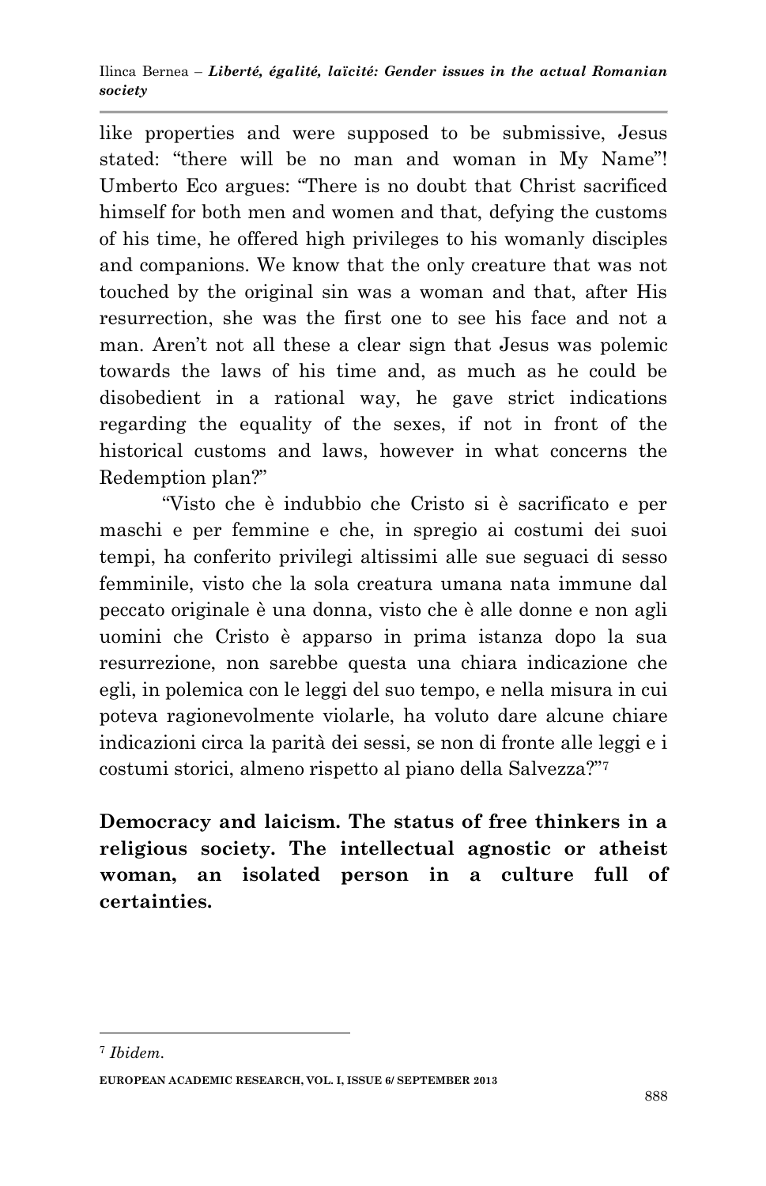like properties and were supposed to be submissive, Jesus stated: "there will be no man and woman in My Name"! Umberto Eco argues: "There is no doubt that Christ sacrificed himself for both men and women and that, defying the customs of his time, he offered high privileges to his womanly disciples and companions. We know that the only creature that was not touched by the original sin was a woman and that, after His resurrection, she was the first one to see his face and not a man. Aren't not all these a clear sign that Jesus was polemic towards the laws of his time and, as much as he could be disobedient in a rational way, he gave strict indications regarding the equality of the sexes, if not in front of the historical customs and laws, however in what concerns the Redemption plan?"

"Visto che è indubbio che Cristo si è sacrificato e per maschi e per femmine e che, in spregio ai costumi dei suoi tempi, ha conferito privilegi altissimi alle sue seguaci di sesso femminile, visto che la sola creatura umana nata immune dal peccato originale è una donna, visto che è alle donne e non agli uomini che Cristo è apparso in prima istanza dopo la sua resurrezione, non sarebbe questa una chiara indicazione che egli, in polemica con le leggi del suo tempo, e nella misura in cui poteva ragionevolmente violarle, ha voluto dare alcune chiare indicazioni circa la parità dei sessi, se non di fronte alle leggi e i costumi storici, almeno rispetto al piano della Salvezza?"[7]

## Democracy and laicism. The status of free thinkers in a religious society. The intellectual agnostic or atheist woman, an isolated person in a culture full of certainties.

---

[7] *Ibidem.*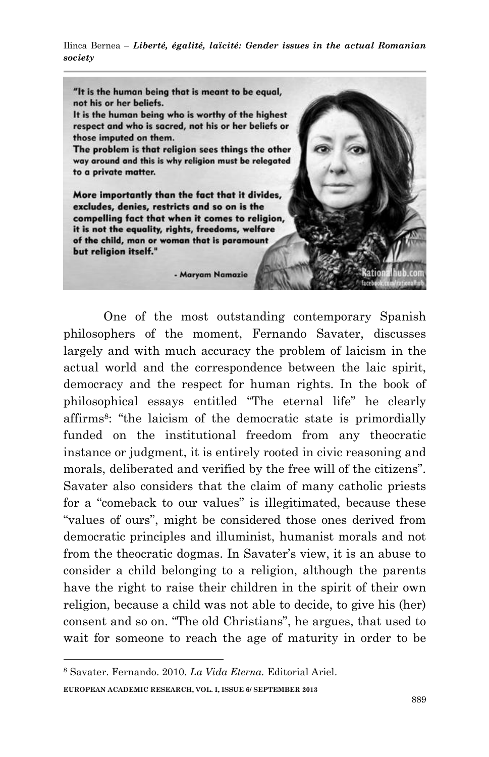"It is the human being that is meant to be equal, not his or her beliefs.
It is the human being who is worthy of the highest respect and who is sacred, not his or her beliefs or those imputed on them.
The problem is that religion sees things the other way around and this is why religion must be relegated to a private matter.

More importantly than the fact that it divides, excludes, denies, restricts and so on is the compelling fact that when it comes to religion, it is not the equality, rights, freedoms, welfare of the child, man or woman that is paramount but religion itself."

\- Maryam Namazie

One of the most outstanding contemporary Spanish philosophers of the moment, Fernando Savater, discusses largely and with much accuracy the problem of laicism in the actual world and the correspondence between the laic spirit, democracy and the respect for human rights. In the book of philosophical essays entitled "The eternal life" he clearly affirms[8]: "the laicism of the democratic state is primordially funded on the institutional freedom from any theocratic instance or judgment, it is entirely rooted in civic reasoning and morals, deliberated and verified by the free will of the citizens". Savater also considers that the claim of many catholic priests for a "comeback to our values" is illegitimated, because these "values of ours", might be considered those ones derived from democratic principles and illuminist, humanist morals and not from the theocratic dogmas. In Savater's view, it is an abuse to consider a child belonging to a religion, although the parents have the right to raise their children in the spirit of their own religion, because a child was not able to decide, to give his (her) consent and so on. "The old Christians", he argues, that used to wait for someone to reach the age of maturity in order to be

---

[8] Savater. Fernando. 2010. *La Vida Eterna.* Editorial Ariel.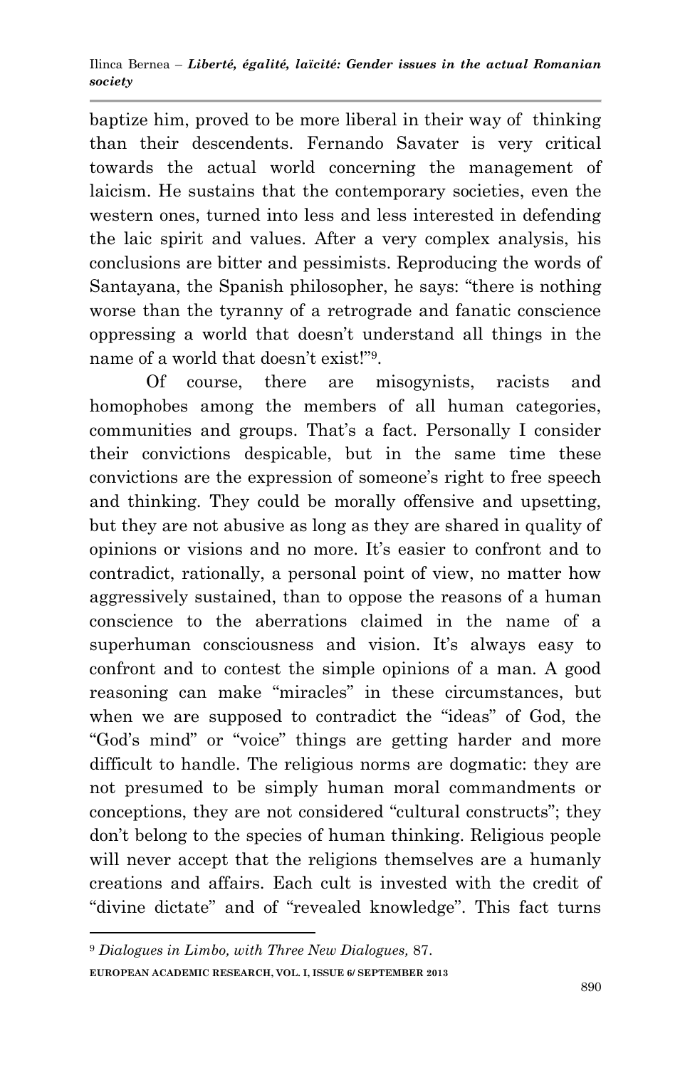baptize him, proved to be more liberal in their way of thinking than their descendents. Fernando Savater is very critical towards the actual world concerning the management of laicism. He sustains that the contemporary societies, even the western ones, turned into less and less interested in defending the laic spirit and values. After a very complex analysis, his conclusions are bitter and pessimists. Reproducing the words of Santayana, the Spanish philosopher, he says: "there is nothing worse than the tyranny of a retrograde and fanatic conscience oppressing a world that doesn't understand all things in the name of a world that doesn't exist!"[9].

Of course, there are misogynists, racists and homophobes among the members of all human categories, communities and groups. That's a fact. Personally I consider their convictions despicable, but in the same time these convictions are the expression of someone's right to free speech and thinking. They could be morally offensive and upsetting, but they are not abusive as long as they are shared in quality of opinions or visions and no more. It's easier to confront and to contradict, rationally, a personal point of view, no matter how aggressively sustained, than to oppose the reasons of a human conscience to the aberrations claimed in the name of a superhuman consciousness and vision. It's always easy to confront and to contest the simple opinions of a man. A good reasoning can make "miracles" in these circumstances, but when we are supposed to contradict the "ideas" of God, the "God's mind" or "voice" things are getting harder and more difficult to handle. The religious norms are dogmatic: they are not presumed to be simply human moral commandments or conceptions, they are not considered "cultural constructs"; they don't belong to the species of human thinking. Religious people will never accept that the religions themselves are a humanly creations and affairs. Each cult is invested with the credit of "divine dictate" and of "revealed knowledge". This fact turns

---

[9] *Dialogues in Limbo, with Three New Dialogues,* 87.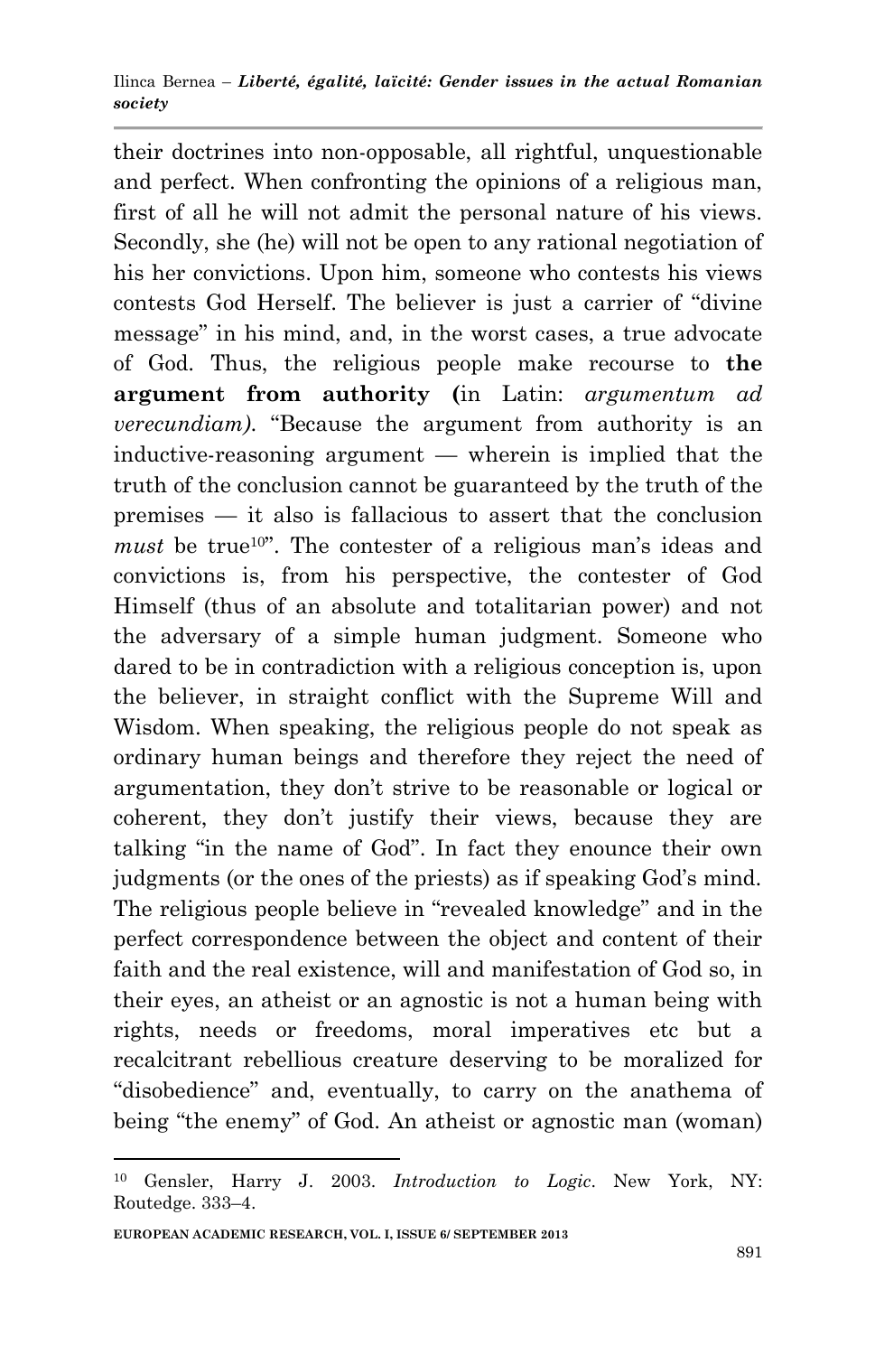their doctrines into non-opposable, all rightful, unquestionable and perfect. When confronting the opinions of a religious man, first of all he will not admit the personal nature of his views. Secondly, she (he) will not be open to any rational negotiation of his her convictions. Upon him, someone who contests his views contests God Herself. The believer is just a carrier of "divine message" in his mind, and, in the worst cases, a true advocate of God. Thus, the religious people make recourse to **the argument from authority (**in Latin: *argumentum ad verecundiam).* "Because the argument from authority is an inductive-reasoning argument — wherein is implied that the truth of the conclusion cannot be guaranteed by the truth of the premises — it also is fallacious to assert that the conclusion *must* be true[10]". The contester of a religious man's ideas and convictions is, from his perspective, the contester of God Himself (thus of an absolute and totalitarian power) and not the adversary of a simple human judgment. Someone who dared to be in contradiction with a religious conception is, upon the believer, in straight conflict with the Supreme Will and Wisdom. When speaking, the religious people do not speak as ordinary human beings and therefore they reject the need of argumentation, they don't strive to be reasonable or logical or coherent, they don't justify their views, because they are talking "in the name of God". In fact they enounce their own judgments (or the ones of the priests) as if speaking God's mind. The religious people believe in "revealed knowledge" and in the perfect correspondence between the object and content of their faith and the real existence, will and manifestation of God so, in their eyes, an atheist or an agnostic is not a human being with rights, needs or freedoms, moral imperatives etc but a recalcitrant rebellious creature deserving to be moralized for "disobedience" and, eventually, to carry on the anathema of being "the enemy" of God. An atheist or agnostic man (woman)

---

[10] Gensler, Harry J. 2003. *Introduction to Logic*. New York, NY: Routedge. 333–4.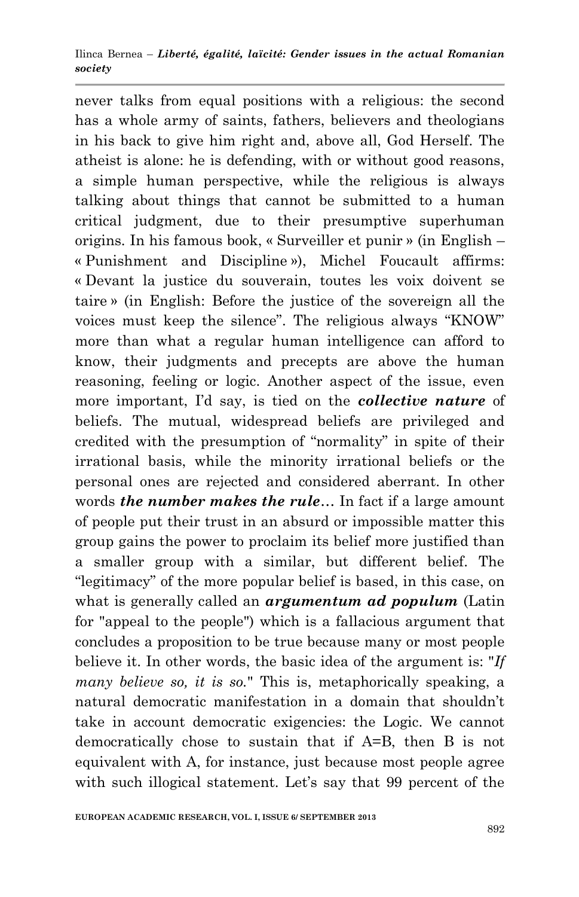never talks from equal positions with a religious: the second has a whole army of saints, fathers, believers and theologians in his back to give him right and, above all, God Herself. The atheist is alone: he is defending, with or without good reasons, a simple human perspective, while the religious is always talking about things that cannot be submitted to a human critical judgment, due to their presumptive superhuman origins. In his famous book, « Surveiller et punir » (in English – « Punishment and Discipline »), Michel Foucault affirms: « Devant la justice du souverain, toutes les voix doivent se taire » (in English: Before the justice of the sovereign all the voices must keep the silence". The religious always "KNOW" more than what a regular human intelligence can afford to know, their judgments and precepts are above the human reasoning, feeling or logic. Another aspect of the issue, even more important, I'd say, is tied on the ***collective nature*** of beliefs. The mutual, widespread beliefs are privileged and credited with the presumption of "normality" in spite of their irrational basis, while the minority irrational beliefs or the personal ones are rejected and considered aberrant. In other words ***the number makes the rule***… In fact if a large amount of people put their trust in an absurd or impossible matter this group gains the power to proclaim its belief more justified than a smaller group with a similar, but different belief. The "legitimacy" of the more popular belief is based, in this case, on what is generally called an ***argumentum ad populum*** (Latin for "appeal to the people") which is a fallacious argument that concludes a proposition to be true because many or most people believe it. In other words, the basic idea of the argument is: "*If many believe so, it is so.*" This is, metaphorically speaking, a natural democratic manifestation in a domain that shouldn't take in account democratic exigencies: the Logic. We cannot democratically chose to sustain that if A=B, then B is not equivalent with A, for instance, just because most people agree with such illogical statement. Let's say that 99 percent of the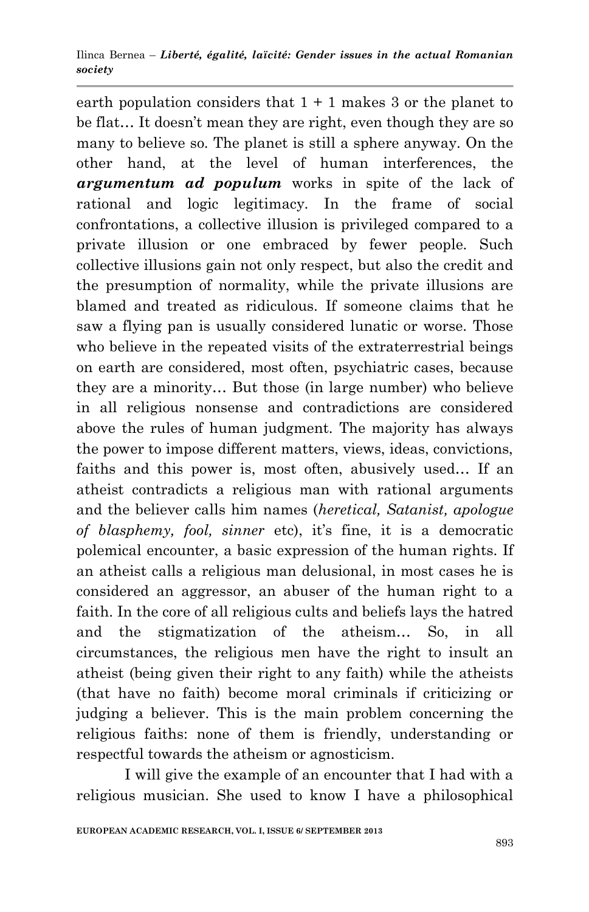earth population considers that 1 + 1 makes 3 or the planet to be flat… It doesn't mean they are right, even though they are so many to believe so. The planet is still a sphere anyway. On the other hand, at the level of human interferences, the ***argumentum ad populum*** works in spite of the lack of rational and logic legitimacy. In the frame of social confrontations, a collective illusion is privileged compared to a private illusion or one embraced by fewer people. Such collective illusions gain not only respect, but also the credit and the presumption of normality, while the private illusions are blamed and treated as ridiculous. If someone claims that he saw a flying pan is usually considered lunatic or worse. Those who believe in the repeated visits of the extraterrestrial beings on earth are considered, most often, psychiatric cases, because they are a minority… But those (in large number) who believe in all religious nonsense and contradictions are considered above the rules of human judgment. The majority has always the power to impose different matters, views, ideas, convictions, faiths and this power is, most often, abusively used… If an atheist contradicts a religious man with rational arguments and the believer calls him names (*heretical, Satanist, apologue of blasphemy, fool, sinner* etc), it's fine, it is a democratic polemical encounter, a basic expression of the human rights. If an atheist calls a religious man delusional, in most cases he is considered an aggressor, an abuser of the human right to a faith. In the core of all religious cults and beliefs lays the hatred and the stigmatization of the atheism… So, in all circumstances, the religious men have the right to insult an atheist (being given their right to any faith) while the atheists (that have no faith) become moral criminals if criticizing or judging a believer. This is the main problem concerning the religious faiths: none of them is friendly, understanding or respectful towards the atheism or agnosticism.

I will give the example of an encounter that I had with a religious musician. She used to know I have a philosophical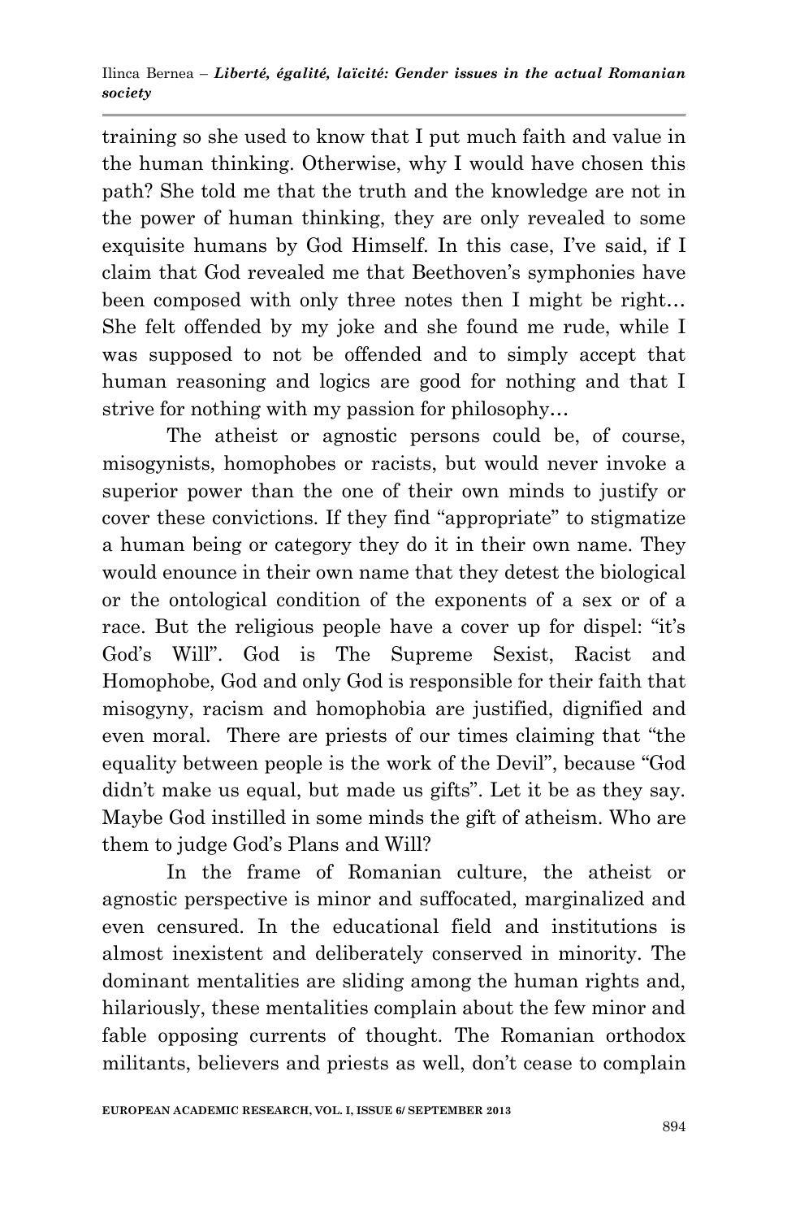training so she used to know that I put much faith and value in the human thinking. Otherwise, why I would have chosen this path? She told me that the truth and the knowledge are not in the power of human thinking, they are only revealed to some exquisite humans by God Himself. In this case, I've said, if I claim that God revealed me that Beethoven's symphonies have been composed with only three notes then I might be right… She felt offended by my joke and she found me rude, while I was supposed to not be offended and to simply accept that human reasoning and logics are good for nothing and that I strive for nothing with my passion for philosophy…

The atheist or agnostic persons could be, of course, misogynists, homophobes or racists, but would never invoke a superior power than the one of their own minds to justify or cover these convictions. If they find "appropriate" to stigmatize a human being or category they do it in their own name. They would enounce in their own name that they detest the biological or the ontological condition of the exponents of a sex or of a race. But the religious people have a cover up for dispel: "it's God's Will". God is The Supreme Sexist, Racist and Homophobe, God and only God is responsible for their faith that misogyny, racism and homophobia are justified, dignified and even moral. There are priests of our times claiming that "the equality between people is the work of the Devil", because "God didn't make us equal, but made us gifts". Let it be as they say. Maybe God instilled in some minds the gift of atheism. Who are them to judge God's Plans and Will?

In the frame of Romanian culture, the atheist or agnostic perspective is minor and suffocated, marginalized and even censured. In the educational field and institutions is almost inexistent and deliberately conserved in minority. The dominant mentalities are sliding among the human rights and, hilariously, these mentalities complain about the few minor and fable opposing currents of thought. The Romanian orthodox militants, believers and priests as well, don't cease to complain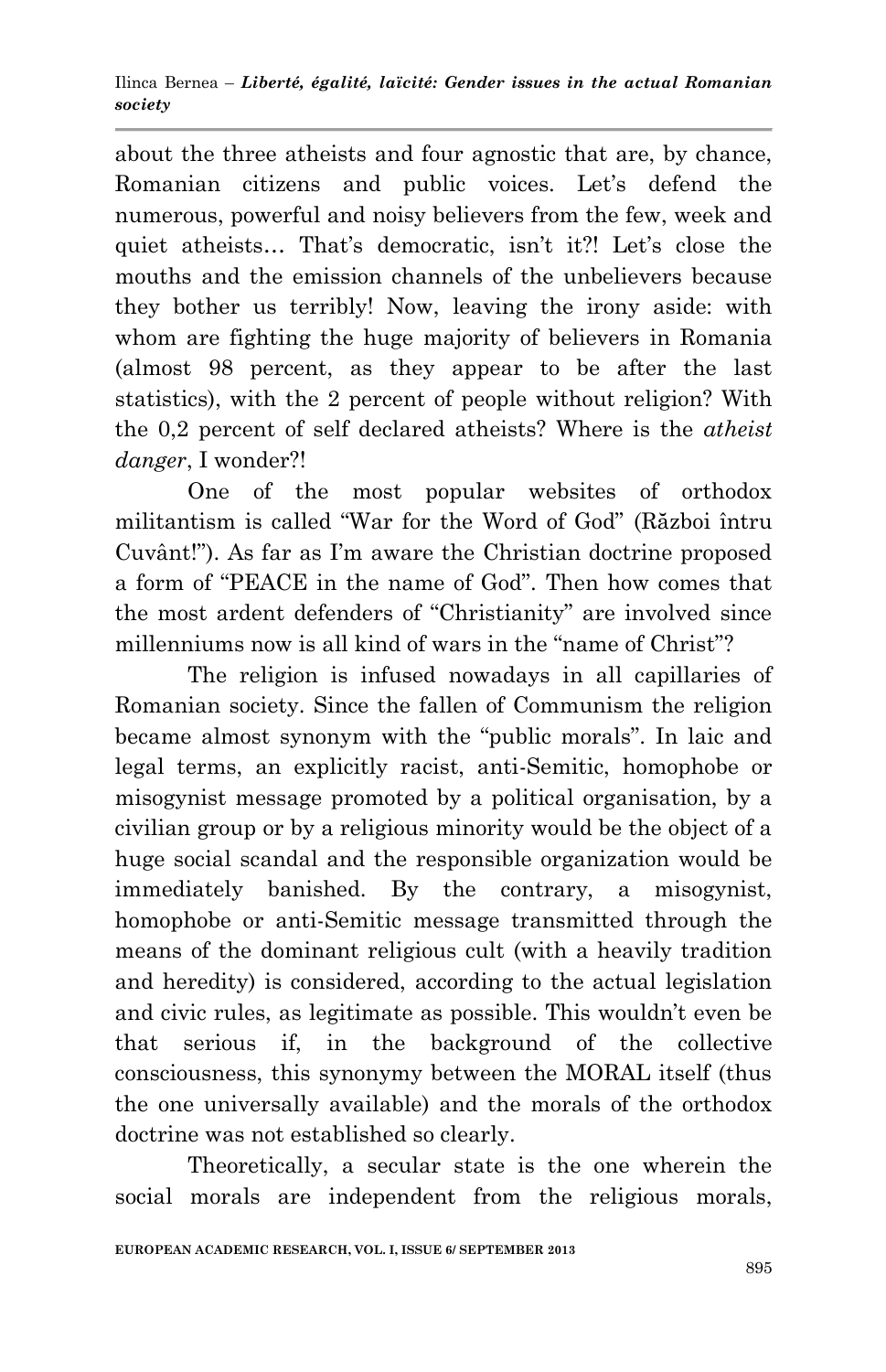about the three atheists and four agnostic that are, by chance, Romanian citizens and public voices. Let's defend the numerous, powerful and noisy believers from the few, week and quiet atheists… That's democratic, isn't it?! Let's close the mouths and the emission channels of the unbelievers because they bother us terribly! Now, leaving the irony aside: with whom are fighting the huge majority of believers in Romania (almost 98 percent, as they appear to be after the last statistics), with the 2 percent of people without religion? With the 0,2 percent of self declared atheists? Where is the *atheist danger*, I wonder?!

One of the most popular websites of orthodox militantism is called "War for the Word of God" (Război întru Cuvânt!"). As far as I'm aware the Christian doctrine proposed a form of "PEACE in the name of God". Then how comes that the most ardent defenders of "Christianity" are involved since millenniums now is all kind of wars in the "name of Christ"?

The religion is infused nowadays in all capillaries of Romanian society. Since the fallen of Communism the religion became almost synonym with the "public morals". In laic and legal terms, an explicitly racist, anti-Semitic, homophobe or misogynist message promoted by a political organisation, by a civilian group or by a religious minority would be the object of a huge social scandal and the responsible organization would be immediately banished. By the contrary, a misogynist, homophobe or anti-Semitic message transmitted through the means of the dominant religious cult (with a heavily tradition and heredity) is considered, according to the actual legislation and civic rules, as legitimate as possible. This wouldn't even be that serious if, in the background of the collective consciousness, this synonymy between the MORAL itself (thus the one universally available) and the morals of the orthodox doctrine was not established so clearly.

Theoretically, a secular state is the one wherein the social morals are independent from the religious morals,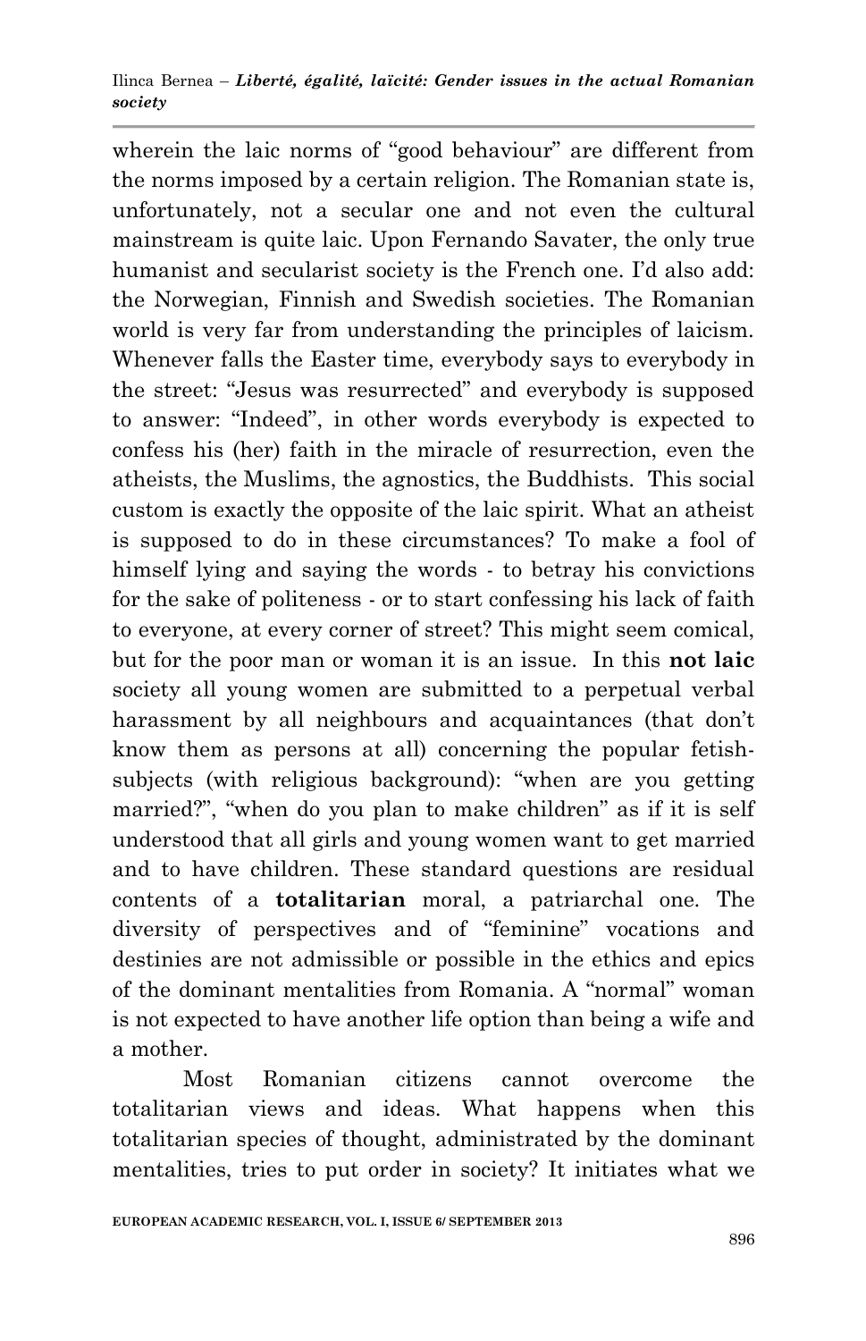wherein the laic norms of "good behaviour" are different from the norms imposed by a certain religion. The Romanian state is, unfortunately, not a secular one and not even the cultural mainstream is quite laic. Upon Fernando Savater, the only true humanist and secularist society is the French one. I'd also add: the Norwegian, Finnish and Swedish societies. The Romanian world is very far from understanding the principles of laicism. Whenever falls the Easter time, everybody says to everybody in the street: "Jesus was resurrected" and everybody is supposed to answer: "Indeed", in other words everybody is expected to confess his (her) faith in the miracle of resurrection, even the atheists, the Muslims, the agnostics, the Buddhists. This social custom is exactly the opposite of the laic spirit. What an atheist is supposed to do in these circumstances? To make a fool of himself lying and saying the words - to betray his convictions for the sake of politeness - or to start confessing his lack of faith to everyone, at every corner of street? This might seem comical, but for the poor man or woman it is an issue. In this **not laic** society all young women are submitted to a perpetual verbal harassment by all neighbours and acquaintances (that don't know them as persons at all) concerning the popular fetish-subjects (with religious background): "when are you getting married?", "when do you plan to make children" as if it is self understood that all girls and young women want to get married and to have children. These standard questions are residual contents of a **totalitarian** moral, a patriarchal one. The diversity of perspectives and of "feminine" vocations and destinies are not admissible or possible in the ethics and epics of the dominant mentalities from Romania. A "normal" woman is not expected to have another life option than being a wife and a mother.

Most Romanian citizens cannot overcome the totalitarian views and ideas. What happens when this totalitarian species of thought, administrated by the dominant mentalities, tries to put order in society? It initiates what we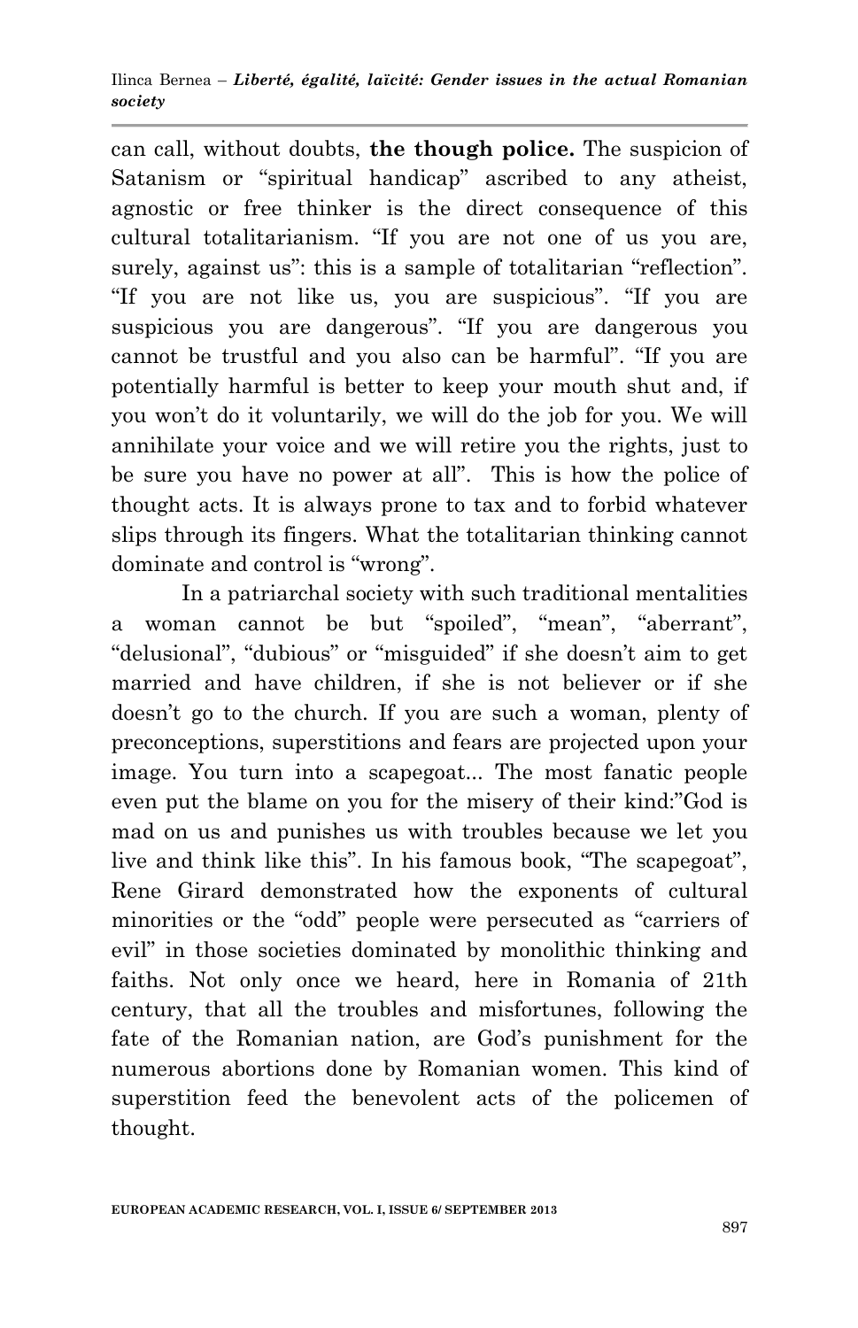can call, without doubts, **the though police.** The suspicion of Satanism or "spiritual handicap" ascribed to any atheist, agnostic or free thinker is the direct consequence of this cultural totalitarianism. "If you are not one of us you are, surely, against us": this is a sample of totalitarian "reflection". "If you are not like us, you are suspicious". "If you are suspicious you are dangerous". "If you are dangerous you cannot be trustful and you also can be harmful". "If you are potentially harmful is better to keep your mouth shut and, if you won't do it voluntarily, we will do the job for you. We will annihilate your voice and we will retire you the rights, just to be sure you have no power at all". This is how the police of thought acts. It is always prone to tax and to forbid whatever slips through its fingers. What the totalitarian thinking cannot dominate and control is "wrong".

In a patriarchal society with such traditional mentalities a woman cannot be but "spoiled", "mean", "aberrant", "delusional", "dubious" or "misguided" if she doesn't aim to get married and have children, if she is not believer or if she doesn't go to the church. If you are such a woman, plenty of preconceptions, superstitions and fears are projected upon your image. You turn into a scapegoat... The most fanatic people even put the blame on you for the misery of their kind:"God is mad on us and punishes us with troubles because we let you live and think like this". In his famous book, "The scapegoat", Rene Girard demonstrated how the exponents of cultural minorities or the "odd" people were persecuted as "carriers of evil" in those societies dominated by monolithic thinking and faiths. Not only once we heard, here in Romania of 21th century, that all the troubles and misfortunes, following the fate of the Romanian nation, are God's punishment for the numerous abortions done by Romanian women. This kind of superstition feed the benevolent acts of the policemen of thought.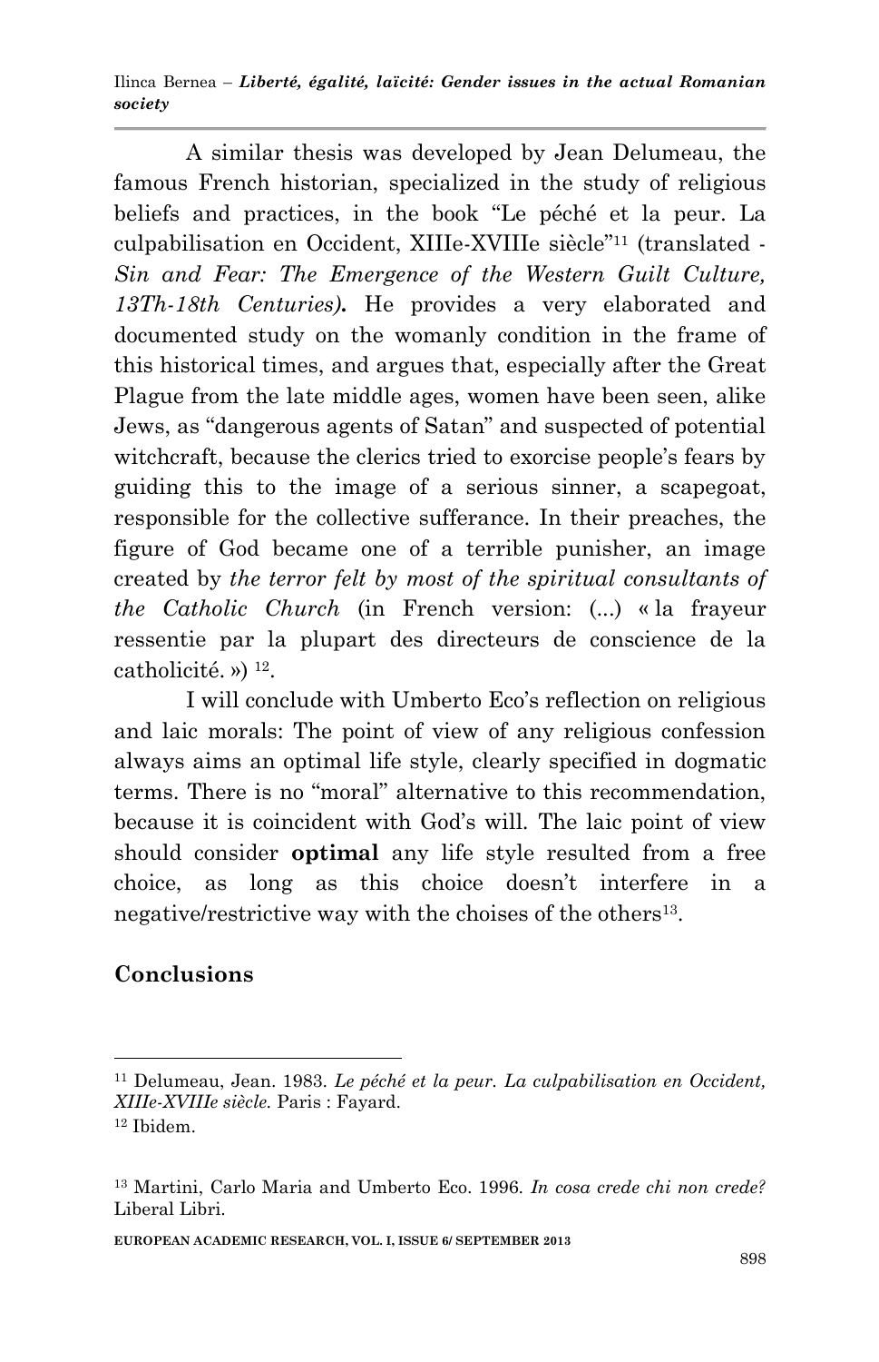A similar thesis was developed by Jean Delumeau, the famous French historian, specialized in the study of religious beliefs and practices, in the book "Le péché et la peur. La culpabilisation en Occident, XIIIe-XVIIIe siècle"[11] (translated - *Sin and Fear: The Emergence of the Western Guilt Culture, 13Th-18th Centuries)***.** He provides a very elaborated and documented study on the womanly condition in the frame of this historical times, and argues that, especially after the Great Plague from the late middle ages, women have been seen, alike Jews, as "dangerous agents of Satan" and suspected of potential witchcraft, because the clerics tried to exorcise people's fears by guiding this to the image of a serious sinner, a scapegoat, responsible for the collective sufferance. In their preaches, the figure of God became one of a terrible punisher, an image created by *the terror felt by most of the spiritual consultants of the Catholic Church* (in French version: (...) « la frayeur ressentie par la plupart des directeurs de conscience de la catholicité. ») [12].

I will conclude with Umberto Eco's reflection on religious and laic morals: The point of view of any religious confession always aims an optimal life style, clearly specified in dogmatic terms. There is no "moral" alternative to this recommendation, because it is coincident with God's will. The laic point of view should consider **optimal** any life style resulted from a free choice, as long as this choice doesn't interfere in a negative/restrictive way with the choises of the others[13].

## Conclusions

---

[11] Delumeau, Jean. 1983. *Le péché et la peur. La culpabilisation en Occident, XIIIe-XVIIIe siècle.* Paris : Fayard.

[12] Ibidem.

[13] Martini, Carlo Maria and Umberto Eco. 1996. *In cosa crede chi non crede?* Liberal Libri.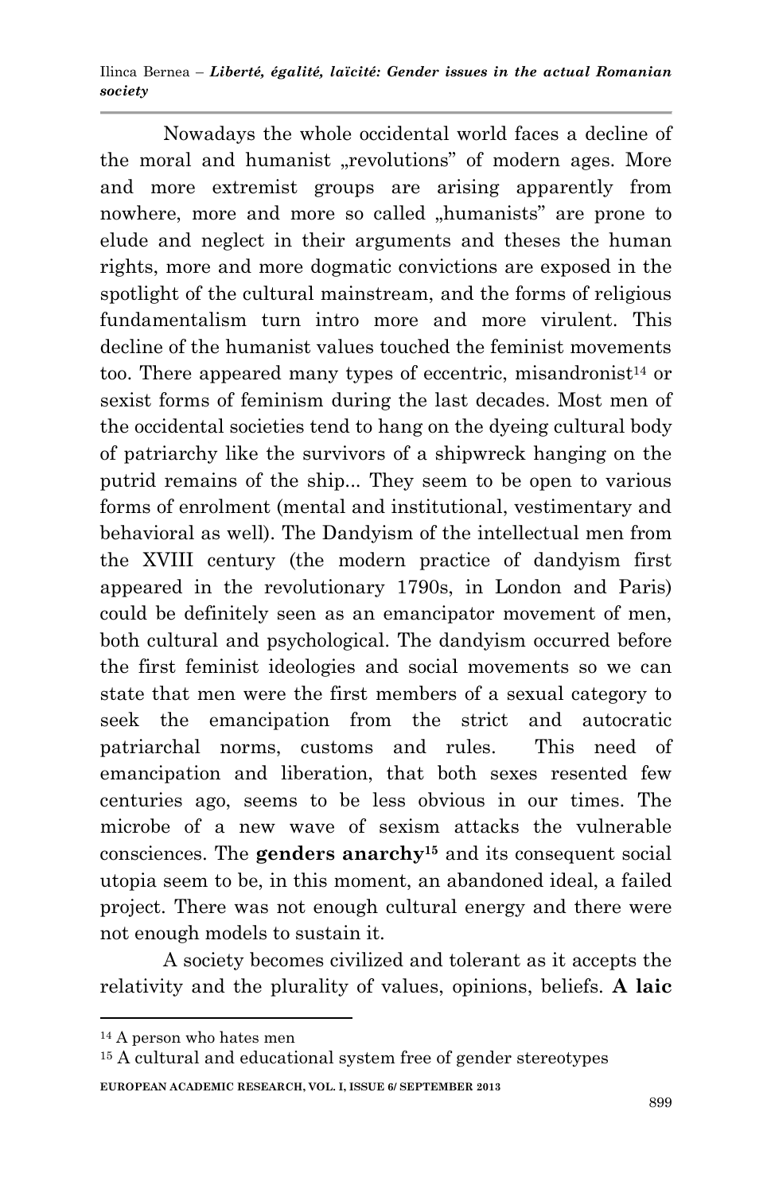Nowadays the whole occidental world faces a decline of the moral and humanist „revolutions" of modern ages. More and more extremist groups are arising apparently from nowhere, more and more so called „humanists" are prone to elude and neglect in their arguments and theses the human rights, more and more dogmatic convictions are exposed in the spotlight of the cultural mainstream, and the forms of religious fundamentalism turn intro more and more virulent. This decline of the humanist values touched the feminist movements too. There appeared many types of eccentric, misandronist[14] or sexist forms of feminism during the last decades. Most men of the occidental societies tend to hang on the dyeing cultural body of patriarchy like the survivors of a shipwreck hanging on the putrid remains of the ship... They seem to be open to various forms of enrolment (mental and institutional, vestimentary and behavioral as well). The Dandyism of the intellectual men from the XVIII century (the modern practice of dandyism first appeared in the revolutionary 1790s, in London and Paris) could be definitely seen as an emancipator movement of men, both cultural and psychological. The dandyism occurred before the first feminist ideologies and social movements so we can state that men were the first members of a sexual category to seek the emancipation from the strict and autocratic patriarchal norms, customs and rules. This need of emancipation and liberation, that both sexes resented few centuries ago, seems to be less obvious in our times. The microbe of a new wave of sexism attacks the vulnerable consciences. The **genders anarchy**[15] and its consequent social utopia seem to be, in this moment, an abandoned ideal, a failed project. There was not enough cultural energy and there were not enough models to sustain it.

A society becomes civilized and tolerant as it accepts the relativity and the plurality of values, opinions, beliefs. **A laic**

---

[14] A person who hates men

[15] A cultural and educational system free of gender stereotypes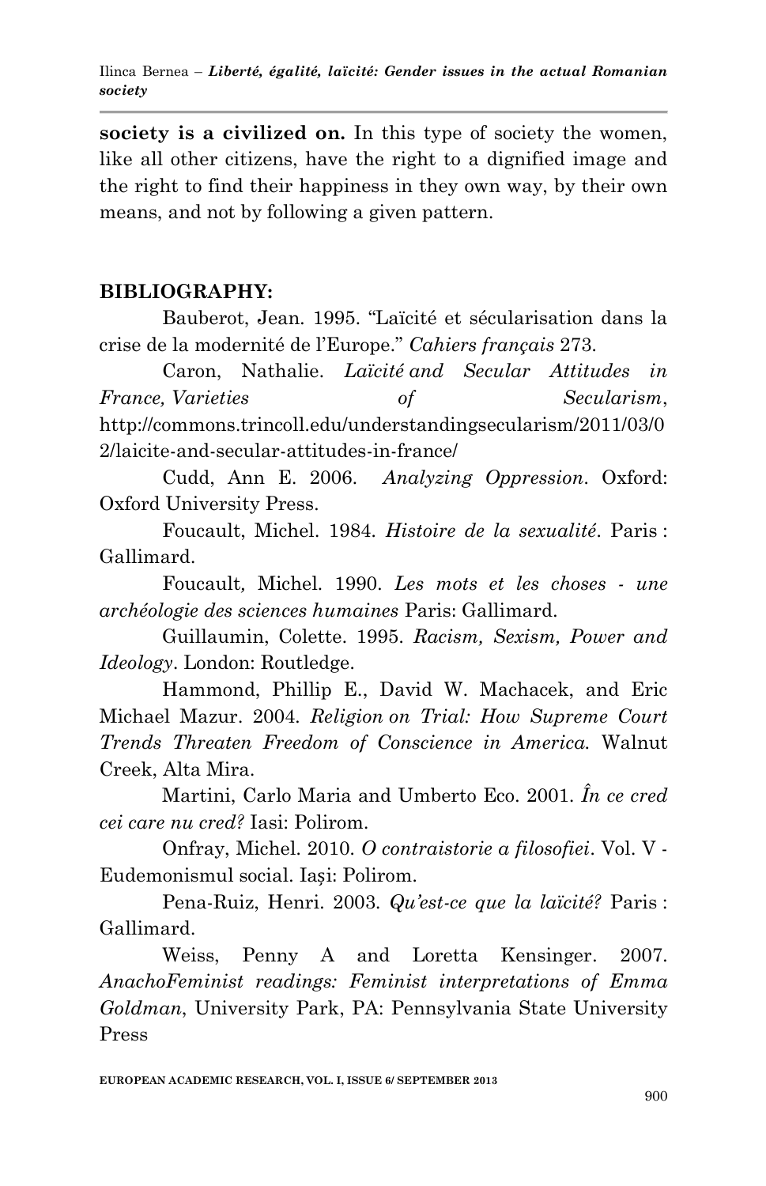**society is a civilized on.** In this type of society the women, like all other citizens, have the right to a dignified image and the right to find their happiness in they own way, by their own means, and not by following a given pattern.

## BIBLIOGRAPHY:

Bauberot, Jean. 1995. "Laïcité et sécularisation dans la crise de la modernité de l'Europe." *Cahiers français* 273.

Caron, Nathalie. *Laïcité and Secular Attitudes in France, Varieties of Secularism*, http://commons.trincoll.edu/understandingsecularism/2011/03/02/laicite-and-secular-attitudes-in-france/

Cudd, Ann E. 2006. *Analyzing Oppression*. Oxford: Oxford University Press.

Foucault, Michel. 1984. *Histoire de la sexualité*. Paris : Gallimard.

Foucault, Michel. 1990. *Les mots et les choses - une archéologie des sciences humaines* Paris: Gallimard.

Guillaumin, Colette. 1995. *Racism, Sexism, Power and Ideology*. London: Routledge.

Hammond, Phillip E., David W. Machacek, and Eric Michael Mazur. 2004. *Religion on Trial: How Supreme Court Trends Threaten Freedom of Conscience in America.* Walnut Creek, Alta Mira.

Martini, Carlo Maria and Umberto Eco. 2001. *În ce cred cei care nu cred?* Iasi: Polirom.

Onfray, Michel. 2010. *O contraistorie a filosofiei*. Vol. V - Eudemonismul social. Iași: Polirom.

Pena-Ruiz, Henri. 2003. *Qu'est-ce que la laïcité?* Paris : Gallimard.

Weiss, Penny A and Loretta Kensinger. 2007. *AnachoFeminist readings: Feminist interpretations of Emma Goldman*, University Park, PA: Pennsylvania State University Press